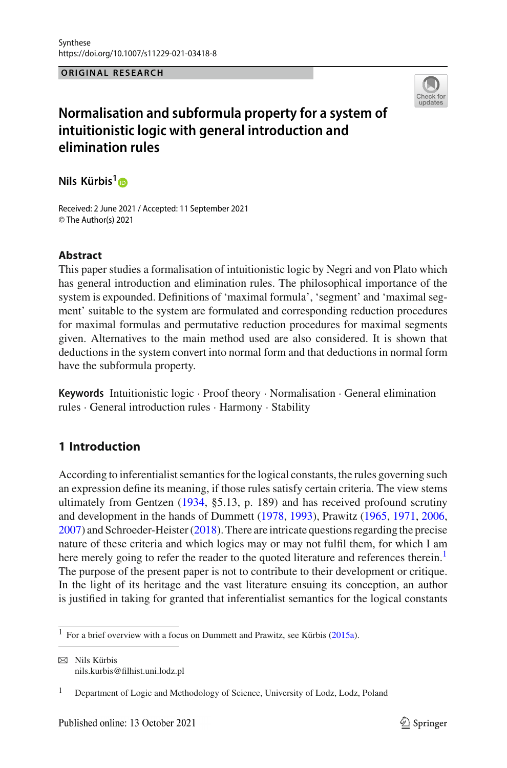Synthese
https://doi.org/10.1007/s11229-021-03418-8

ORIGINAL RESEARCH

# Normalisation and subformula property for a system of intuitionistic logic with general introduction and elimination rules

**Nils Kürbis**[1]

Received: 2 June 2021 / Accepted: 11 September 2021
© The Author(s) 2021

## Abstract

This paper studies a formalisation of intuitionistic logic by Negri and von Plato which has general introduction and elimination rules. The philosophical importance of the system is expounded. Definitions of 'maximal formula', 'segment' and 'maximal segment' suitable to the system are formulated and corresponding reduction procedures for maximal formulas and permutative reduction procedures for maximal segments given. Alternatives to the main method used are also considered. It is shown that deductions in the system convert into normal form and that deductions in normal form have the subformula property.

**Keywords** Intuitionistic logic · Proof theory · Normalisation · General elimination rules · General introduction rules · Harmony · Stability

## 1 Introduction

According to inferentialist semantics for the logical constants, the rules governing such an expression define its meaning, if those rules satisfy certain criteria. The view stems ultimately from Gentzen (1934, §5.13, p. 189) and has received profound scrutiny and development in the hands of Dummett (1978, 1993), Prawitz (1965, 1971, 2006, 2007) and Schroeder-Heister (2018). There are intricate questions regarding the precise nature of these criteria and which logics may or may not fulfil them, for which I am here merely going to refer the reader to the quoted literature and references therein.[1] The purpose of the present paper is not to contribute to their development or critique. In the light of its heritage and the vast literature ensuing its conception, an author is justified in taking for granted that inferentialist semantics for the logical constants

[1] For a brief overview with a focus on Dummett and Prawitz, see Kürbis (2015a).

✉ Nils Kürbis
nils.kurbis@filhist.uni.lodz.pl

[1] Department of Logic and Methodology of Science, University of Lodz, Lodz, Poland

Published online: 13 October 2021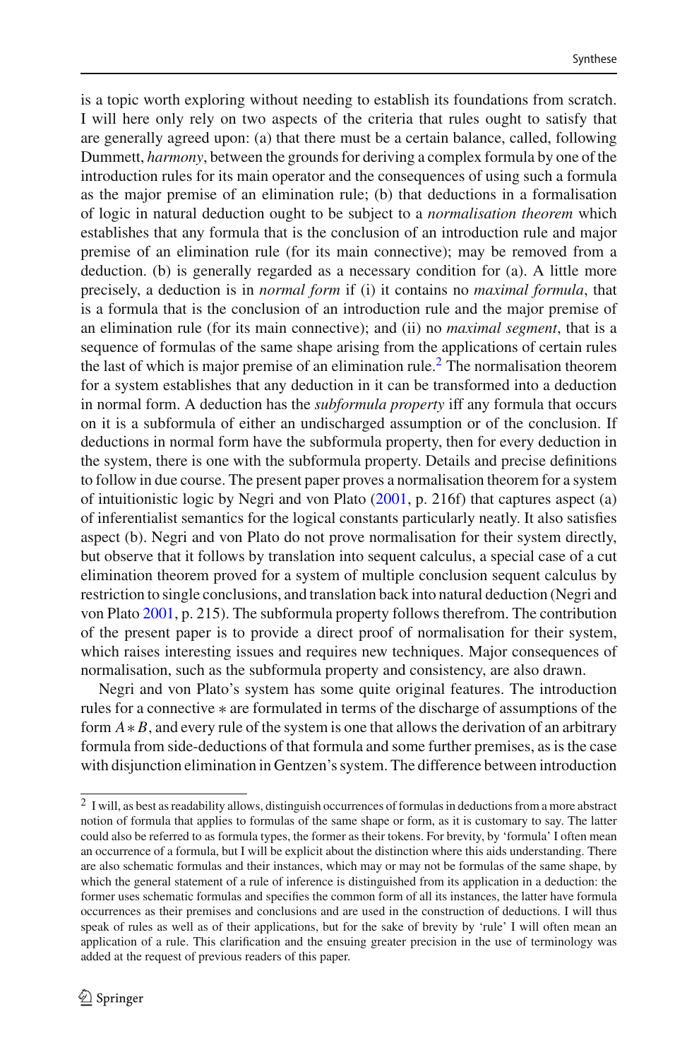is a topic worth exploring without needing to establish its foundations from scratch. I will here only rely on two aspects of the criteria that rules ought to satisfy that are generally agreed upon: (a) that there must be a certain balance, called, following Dummett, *harmony*, between the grounds for deriving a complex formula by one of the introduction rules for its main operator and the consequences of using such a formula as the major premise of an elimination rule; (b) that deductions in a formalisation of logic in natural deduction ought to be subject to a *normalisation theorem* which establishes that any formula that is the conclusion of an introduction rule and major premise of an elimination rule (for its main connective); may be removed from a deduction. (b) is generally regarded as a necessary condition for (a). A little more precisely, a deduction is in *normal form* if (i) it contains no *maximal formula*, that is a formula that is the conclusion of an introduction rule and the major premise of an elimination rule (for its main connective); and (ii) no *maximal segment*, that is a sequence of formulas of the same shape arising from the applications of certain rules the last of which is major premise of an elimination rule.[2] The normalisation theorem for a system establishes that any deduction in it can be transformed into a deduction in normal form. A deduction has the *subformula property* iff any formula that occurs on it is a subformula of either an undischarged assumption or of the conclusion. If deductions in normal form have the subformula property, then for every deduction in the system, there is one with the subformula property. Details and precise definitions to follow in due course. The present paper proves a normalisation theorem for a system of intuitionistic logic by Negri and von Plato (2001, p. 216f) that captures aspect (a) of inferentialist semantics for the logical constants particularly neatly. It also satisfies aspect (b). Negri and von Plato do not prove normalisation for their system directly, but observe that it follows by translation into sequent calculus, a special case of a cut elimination theorem proved for a system of multiple conclusion sequent calculus by restriction to single conclusions, and translation back into natural deduction (Negri and von Plato 2001, p. 215). The subformula property follows therefrom. The contribution of the present paper is to provide a direct proof of normalisation for their system, which raises interesting issues and requires new techniques. Major consequences of normalisation, such as the subformula property and consistency, are also drawn.

Negri and von Plato's system has some quite original features. The introduction rules for a connective $*$ are formulated in terms of the discharge of assumptions of the form $A * B$, and every rule of the system is one that allows the derivation of an arbitrary formula from side-deductions of that formula and some further premises, as is the case with disjunction elimination in Gentzen's system. The difference between introduction

---

[2] I will, as best as readability allows, distinguish occurrences of formulas in deductions from a more abstract notion of formula that applies to formulas of the same shape or form, as it is customary to say. The latter could also be referred to as formula types, the former as their tokens. For brevity, by 'formula' I often mean an occurrence of a formula, but I will be explicit about the distinction where this aids understanding. There are also schematic formulas and their instances, which may or may not be formulas of the same shape, by which the general statement of a rule of inference is distinguished from its application in a deduction: the former uses schematic formulas and specifies the common form of all its instances, the latter have formula occurrences as their premises and conclusions and are used in the construction of deductions. I will thus speak of rules as well as of their applications, but for the sake of brevity by 'rule' I will often mean an application of a rule. This clarification and the ensuing greater precision in the use of terminology was added at the request of previous readers of this paper.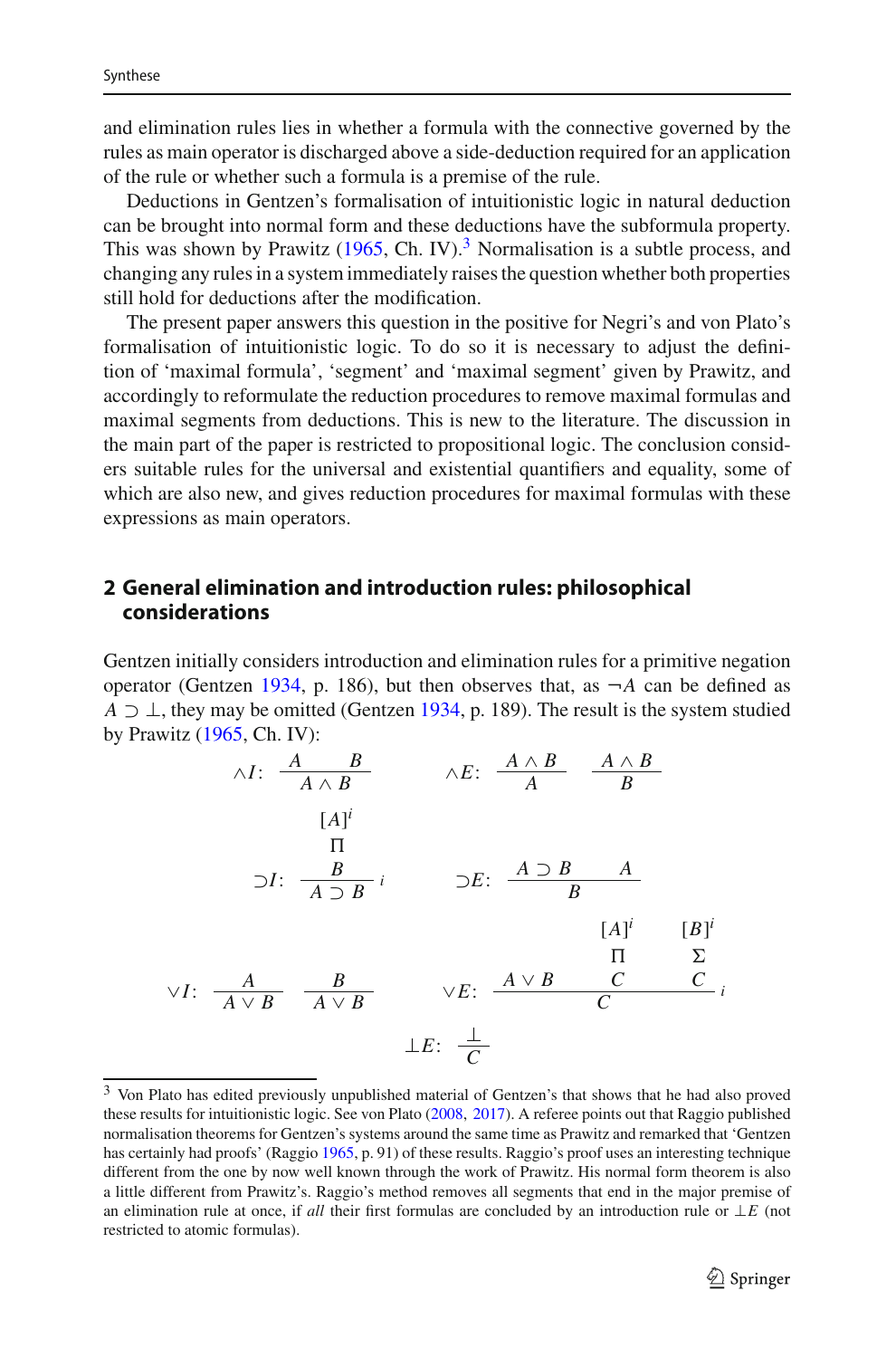and elimination rules lies in whether a formula with the connective governed by the rules as main operator is discharged above a side-deduction required for an application of the rule or whether such a formula is a premise of the rule.

Deductions in Gentzen's formalisation of intuitionistic logic in natural deduction can be brought into normal form and these deductions have the subformula property. This was shown by Prawitz (1965, Ch. IV).[3] Normalisation is a subtle process, and changing any rules in a system immediately raises the question whether both properties still hold for deductions after the modification.

The present paper answers this question in the positive for Negri's and von Plato's formalisation of intuitionistic logic. To do so it is necessary to adjust the definition of 'maximal formula', 'segment' and 'maximal segment' given by Prawitz, and accordingly to reformulate the reduction procedures to remove maximal formulas and maximal segments from deductions. This is new to the literature. The discussion in the main part of the paper is restricted to propositional logic. The conclusion considers suitable rules for the universal and existential quantifiers and equality, some of which are also new, and gives reduction procedures for maximal formulas with these expressions as main operators.

## 2 General elimination and introduction rules: philosophical considerations

Gentzen initially considers introduction and elimination rules for a primitive negation operator (Gentzen 1934, p. 186), but then observes that, as $\neg A$ can be defined as $A \supset \bot$, they may be omitted (Gentzen 1934, p. 189). The result is the system studied by Prawitz (1965, Ch. IV):

$$\wedge I\colon\ \frac{A \qquad B}{A \wedge B} \qquad\qquad \wedge E\colon\ \frac{A \wedge B}{A} \qquad \frac{A \wedge B}{B}$$

$$\supset I\colon\ \frac{\begin{matrix}[A]^i\\ \Pi\\ B\end{matrix}}{A \supset B}\,i \qquad\qquad \supset E\colon\ \frac{A \supset B \qquad A}{B}$$

$$\vee I\colon\ \frac{A}{A \vee B} \qquad \frac{B}{A \vee B} \qquad\qquad \vee E\colon\ \frac{A \vee B \qquad \begin{matrix}[A]^i\\ \Pi\\ C\end{matrix} \qquad \begin{matrix}[B]^i\\ \Sigma\\ C\end{matrix}}{C}\,i$$

$$\bot E\colon\ \frac{\bot}{C}$$

[3] Von Plato has edited previously unpublished material of Gentzen's that shows that he had also proved these results for intuitionistic logic. See von Plato (2008, 2017). A referee points out that Raggio published normalisation theorems for Gentzen's systems around the same time as Prawitz and remarked that 'Gentzen has certainly had proofs' (Raggio 1965, p. 91) of these results. Raggio's proof uses an interesting technique different from the one by now well known through the work of Prawitz. His normal form theorem is also a little different from Prawitz's. Raggio's method removes all segments that end in the major premise of an elimination rule at once, if *all* their first formulas are concluded by an introduction rule or $\bot E$ (not restricted to atomic formulas).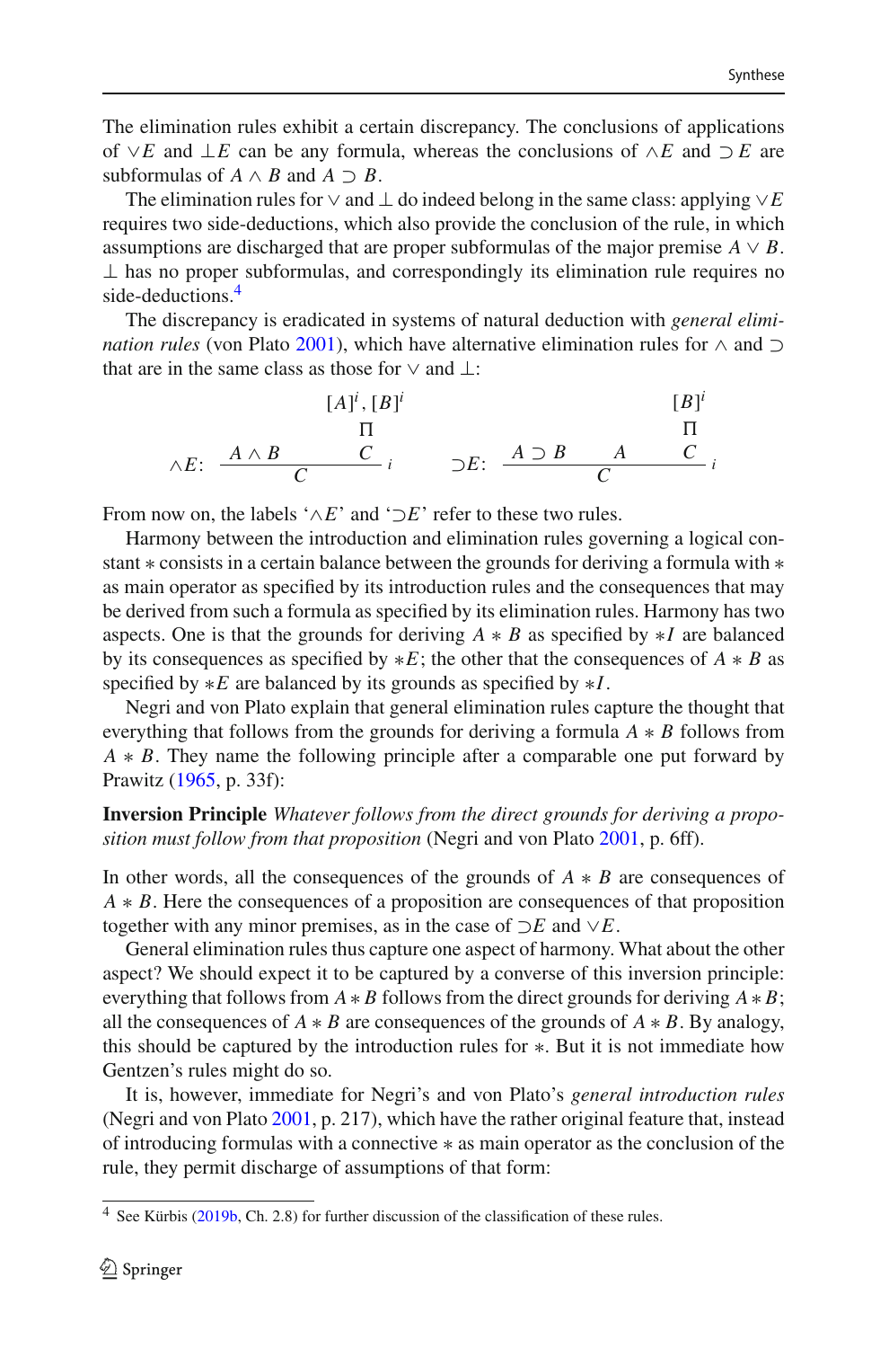The elimination rules exhibit a certain discrepancy. The conclusions of applications of $\vee E$ and $\bot E$ can be any formula, whereas the conclusions of $\wedge E$ and $\supset E$ are subformulas of $A \wedge B$ and $A \supset B$.

The elimination rules for $\vee$ and $\bot$ do indeed belong in the same class: applying $\vee E$ requires two side-deductions, which also provide the conclusion of the rule, in which assumptions are discharged that are proper subformulas of the major premise $A \vee B$. $\bot$ has no proper subformulas, and correspondingly its elimination rule requires no side-deductions.[4]

The discrepancy is eradicated in systems of natural deduction with *general elimination rules* (von Plato 2001), which have alternative elimination rules for $\wedge$ and $\supset$ that are in the same class as those for $\vee$ and $\bot$:

$$\wedge E\colon \quad \dfrac{A \wedge B \qquad \begin{matrix}[A]^i, [B]^i \\ \Pi \\ C\end{matrix}}{C}\, i \qquad\qquad \supset E\colon \quad \dfrac{A \supset B \qquad A \qquad \begin{matrix}[B]^i \\ \Pi \\ C\end{matrix}}{C}\, i$$

From now on, the labels '$\wedge E$' and '$\supset E$' refer to these two rules.

Harmony between the introduction and elimination rules governing a logical constant $*$ consists in a certain balance between the grounds for deriving a formula with $*$ as main operator as specified by its introduction rules and the consequences that may be derived from such a formula as specified by its elimination rules. Harmony has two aspects. One is that the grounds for deriving $A * B$ as specified by $*I$ are balanced by its consequences as specified by $*E$; the other that the consequences of $A * B$ as specified by $*E$ are balanced by its grounds as specified by $*I$.

Negri and von Plato explain that general elimination rules capture the thought that everything that follows from the grounds for deriving a formula $A * B$ follows from $A * B$. They name the following principle after a comparable one put forward by Prawitz (1965, p. 33f):

**Inversion Principle** *Whatever follows from the direct grounds for deriving a proposition must follow from that proposition* (Negri and von Plato 2001, p. 6ff).

In other words, all the consequences of the grounds of $A * B$ are consequences of $A * B$. Here the consequences of a proposition are consequences of that proposition together with any minor premises, as in the case of $\supset E$ and $\vee E$.

General elimination rules thus capture one aspect of harmony. What about the other aspect? We should expect it to be captured by a converse of this inversion principle: everything that follows from $A * B$ follows from the direct grounds for deriving $A * B$; all the consequences of $A * B$ are consequences of the grounds of $A * B$. By analogy, this should be captured by the introduction rules for $*$. But it is not immediate how Gentzen's rules might do so.

It is, however, immediate for Negri's and von Plato's *general introduction rules* (Negri and von Plato 2001, p. 217), which have the rather original feature that, instead of introducing formulas with a connective $*$ as main operator as the conclusion of the rule, they permit discharge of assumptions of that form:

[4] See Kürbis (2019b, Ch. 2.8) for further discussion of the classification of these rules.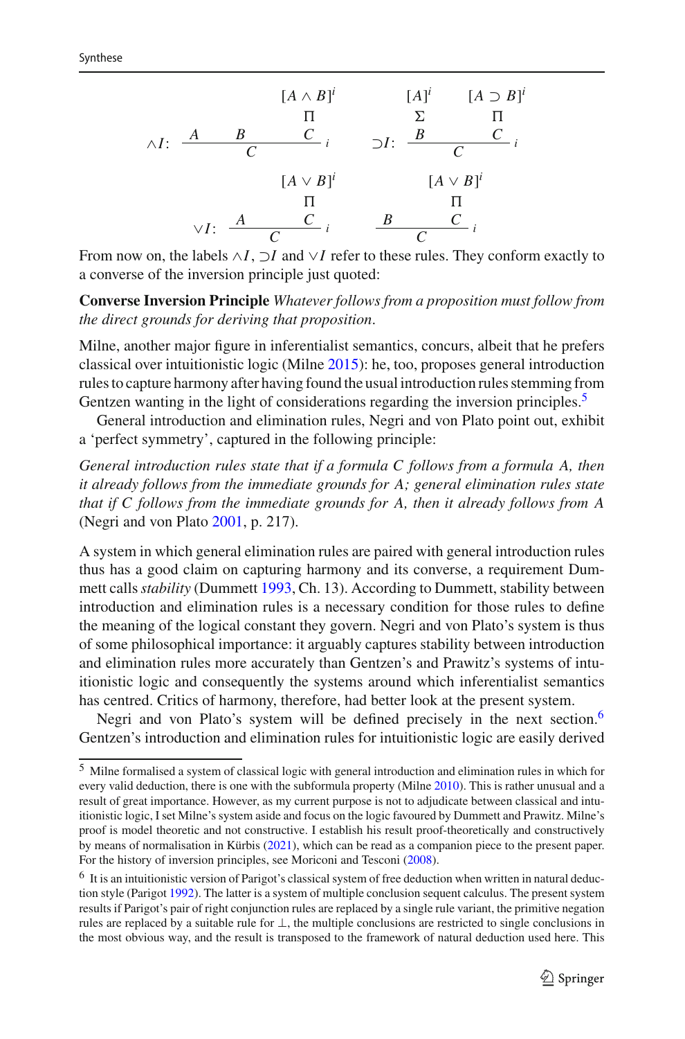$$
\wedge I\colon\ \dfrac{A \qquad B \qquad \begin{matrix}[A \wedge B]^i \\ \Pi \\ C\end{matrix}}{C}\,i
\qquad\qquad
\supset I\colon\ \dfrac{\begin{matrix}[A]^i \\ \Sigma \\ B\end{matrix} \qquad \begin{matrix}[A \supset B]^i \\ \Pi \\ C\end{matrix}}{C}\,i
$$

$$
\vee I\colon\ \dfrac{A \qquad \begin{matrix}[A \vee B]^i \\ \Pi \\ C\end{matrix}}{C}\,i
\qquad\qquad
\dfrac{B \qquad \begin{matrix}[A \vee B]^i \\ \Pi \\ C\end{matrix}}{C}\,i
$$

From now on, the labels $\wedge I$, $\supset I$ and $\vee I$ refer to these rules. They conform exactly to a converse of the inversion principle just quoted:

**Converse Inversion Principle** *Whatever follows from a proposition must follow from the direct grounds for deriving that proposition.*

Milne, another major figure in inferentialist semantics, concurs, albeit that he prefers classical over intuitionistic logic (Milne 2015): he, too, proposes general introduction rules to capture harmony after having found the usual introduction rules stemming from Gentzen wanting in the light of considerations regarding the inversion principles.[5]

General introduction and elimination rules, Negri and von Plato point out, exhibit a 'perfect symmetry', captured in the following principle:

*General introduction rules state that if a formula C follows from a formula A, then it already follows from the immediate grounds for A; general elimination rules state that if C follows from the immediate grounds for A, then it already follows from A* (Negri and von Plato 2001, p. 217).

A system in which general elimination rules are paired with general introduction rules thus has a good claim on capturing harmony and its converse, a requirement Dummett calls *stability* (Dummett 1993, Ch. 13). According to Dummett, stability between introduction and elimination rules is a necessary condition for those rules to define the meaning of the logical constant they govern. Negri and von Plato's system is thus of some philosophical importance: it arguably captures stability between introduction and elimination rules more accurately than Gentzen's and Prawitz's systems of intuitionistic logic and consequently the systems around which inferentialist semantics has centred. Critics of harmony, therefore, had better look at the present system.

Negri and von Plato's system will be defined precisely in the next section.[6] Gentzen's introduction and elimination rules for intuitionistic logic are easily derived

---

[5] Milne formalised a system of classical logic with general introduction and elimination rules in which for every valid deduction, there is one with the subformula property (Milne 2010). This is rather unusual and a result of great importance. However, as my current purpose is not to adjudicate between classical and intuitionistic logic, I set Milne's system aside and focus on the logic favoured by Dummett and Prawitz. Milne's proof is model theoretic and not constructive. I establish his result proof-theoretically and constructively by means of normalisation in Kürbis (2021), which can be read as a companion piece to the present paper. For the history of inversion principles, see Moriconi and Tesconi (2008).

[6] It is an intuitionistic version of Parigot's classical system of free deduction when written in natural deduction style (Parigot 1992). The latter is a system of multiple conclusion sequent calculus. The present system results if Parigot's pair of right conjunction rules are replaced by a single rule variant, the primitive negation rules are replaced by a suitable rule for $\bot$, the multiple conclusions are restricted to single conclusions in the most obvious way, and the result is transposed to the framework of natural deduction used here. This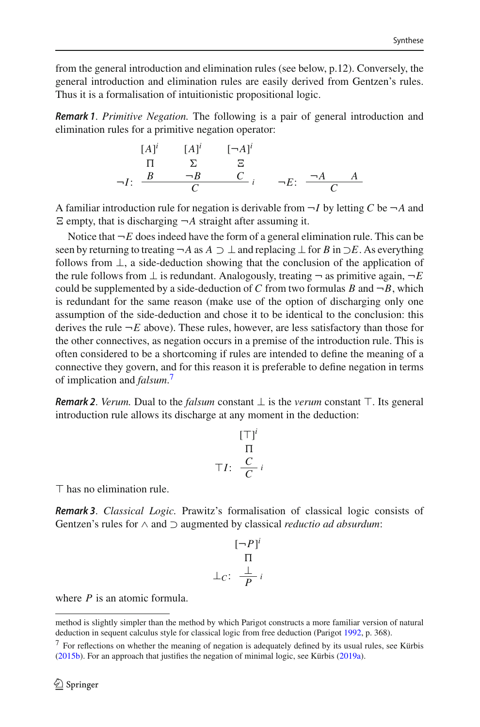from the general introduction and elimination rules (see below, p.12). Conversely, the general introduction and elimination rules are easily derived from Gentzen's rules. Thus it is a formalisation of intuitionistic propositional logic.

***Remark 1****. Primitive Negation.* The following is a pair of general introduction and elimination rules for a primitive negation operator:

$$\neg I\colon\ \dfrac{\begin{matrix}[A]^i\\ \Pi\\ B\end{matrix}\qquad \begin{matrix}[A]^i\\ \Sigma\\ \neg B\end{matrix}\qquad \begin{matrix}[\neg A]^i\\ \Xi\\ C\end{matrix}}{C}\,i \qquad\qquad \neg E\colon\ \dfrac{\neg A \qquad A}{C}$$

A familiar introduction rule for negation is derivable from $\neg I$ by letting $C$ be $\neg A$ and $\Xi$ empty, that is discharging $\neg A$ straight after assuming it.

Notice that $\neg E$ does indeed have the form of a general elimination rule. This can be seen by returning to treating $\neg A$ as $A \supset \bot$ and replacing $\bot$ for $B$ in $\supset E$. As everything follows from $\bot$, a side-deduction showing that the conclusion of the application of the rule follows from $\bot$ is redundant. Analogously, treating $\neg$ as primitive again, $\neg E$ could be supplemented by a side-deduction of $C$ from two formulas $B$ and $\neg B$, which is redundant for the same reason (make use of the option of discharging only one assumption of the side-deduction and chose it to be identical to the conclusion: this derives the rule $\neg E$ above). These rules, however, are less satisfactory than those for the other connectives, as negation occurs in a premise of the introduction rule. This is often considered to be a shortcoming if rules are intended to define the meaning of a connective they govern, and for this reason it is preferable to define negation in terms of implication and *falsum*.[7]

***Remark 2****. Verum.* Dual to the *falsum* constant $\bot$ is the *verum* constant $\top$. Its general introduction rule allows its discharge at any moment in the deduction:

$$\top I\colon\ \dfrac{\begin{matrix}[\top]^i\\ \Pi\\ C\end{matrix}}{C}\,i$$

$\top$ has no elimination rule.

***Remark 3****. Classical Logic.* Prawitz's formalisation of classical logic consists of Gentzen's rules for $\wedge$ and $\supset$ augmented by classical *reductio ad absurdum*:

$$\bot_C\colon\ \dfrac{\begin{matrix}[\neg P]^i\\ \Pi\\ \bot\end{matrix}}{P}\,i$$

where $P$ is an atomic formula.

---

method is slightly simpler than the method by which Parigot constructs a more familiar version of natural deduction in sequent calculus style for classical logic from free deduction (Parigot 1992, p. 368).

[7] For reflections on whether the meaning of negation is adequately defined by its usual rules, see Kürbis (2015b). For an approach that justifies the negation of minimal logic, see Kürbis (2019a).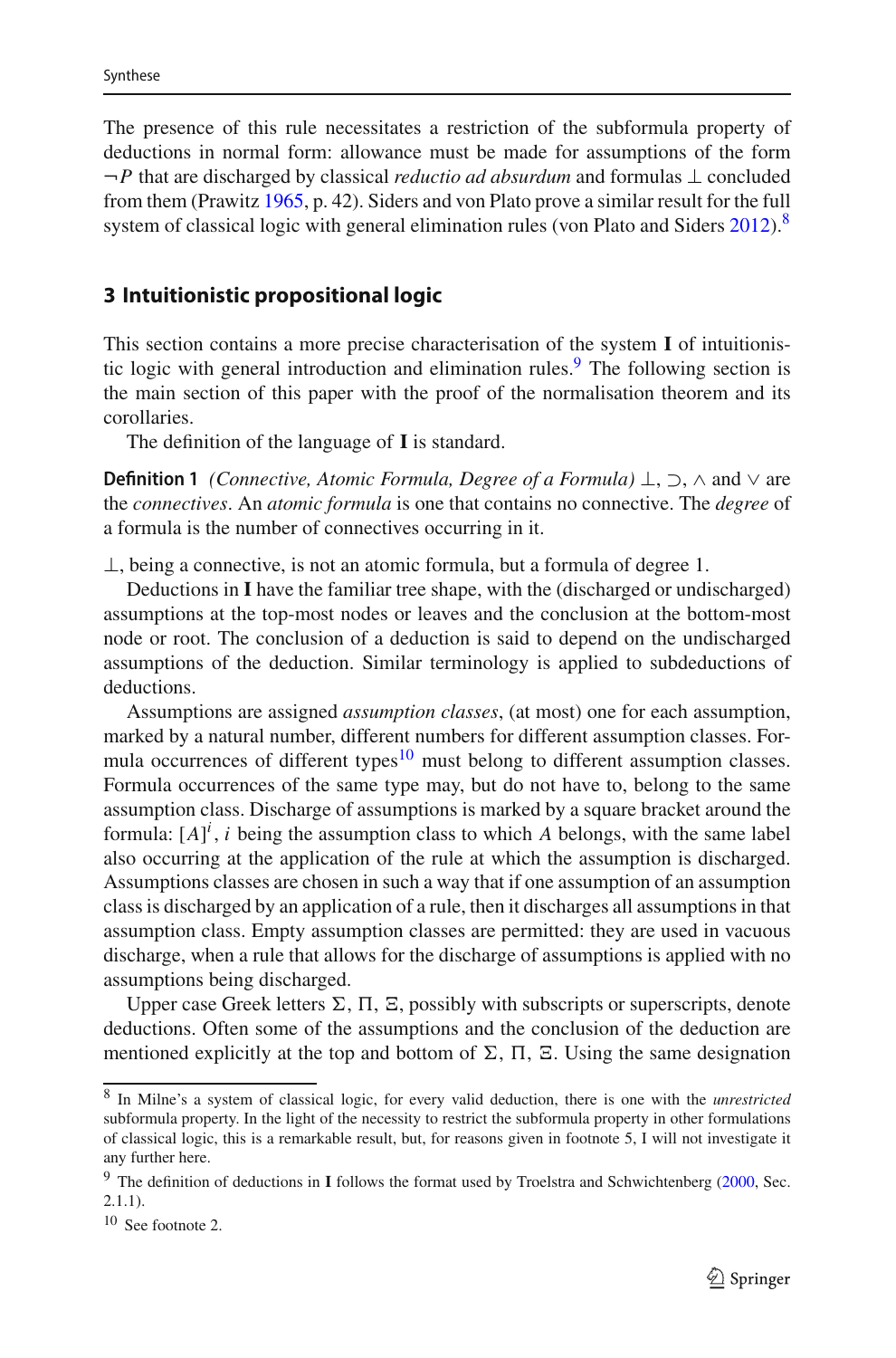The presence of this rule necessitates a restriction of the subformula property of deductions in normal form: allowance must be made for assumptions of the form $\neg P$ that are discharged by classical *reductio ad absurdum* and formulas $\bot$ concluded from them (Prawitz 1965, p. 42). Siders and von Plato prove a similar result for the full system of classical logic with general elimination rules (von Plato and Siders 2012).[8]

## 3 Intuitionistic propositional logic

This section contains a more precise characterisation of the system **I** of intuitionistic logic with general introduction and elimination rules.[9] The following section is the main section of this paper with the proof of the normalisation theorem and its corollaries.

The definition of the language of **I** is standard.

**Definition 1** *(Connective, Atomic Formula, Degree of a Formula)* $\bot$, $\supset$, $\wedge$ and $\vee$ are the *connectives*. An *atomic formula* is one that contains no connective. The *degree* of a formula is the number of connectives occurring in it.

$\bot$, being a connective, is not an atomic formula, but a formula of degree 1.

Deductions in **I** have the familiar tree shape, with the (discharged or undischarged) assumptions at the top-most nodes or leaves and the conclusion at the bottom-most node or root. The conclusion of a deduction is said to depend on the undischarged assumptions of the deduction. Similar terminology is applied to subdeductions of deductions.

Assumptions are assigned *assumption classes*, (at most) one for each assumption, marked by a natural number, different numbers for different assumption classes. Formula occurrences of different types[10] must belong to different assumption classes. Formula occurrences of the same type may, but do not have to, belong to the same assumption class. Discharge of assumptions is marked by a square bracket around the formula: $[A]^i$, $i$ being the assumption class to which $A$ belongs, with the same label also occurring at the application of the rule at which the assumption is discharged. Assumptions classes are chosen in such a way that if one assumption of an assumption class is discharged by an application of a rule, then it discharges all assumptions in that assumption class. Empty assumption classes are permitted: they are used in vacuous discharge, when a rule that allows for the discharge of assumptions is applied with no assumptions being discharged.

Upper case Greek letters $\Sigma$, $\Pi$, $\Xi$, possibly with subscripts or superscripts, denote deductions. Often some of the assumptions and the conclusion of the deduction are mentioned explicitly at the top and bottom of $\Sigma$, $\Pi$, $\Xi$. Using the same designation

---

[8] In Milne's a system of classical logic, for every valid deduction, there is one with the *unrestricted* subformula property. In the light of the necessity to restrict the subformula property in other formulations of classical logic, this is a remarkable result, but, for reasons given in footnote 5, I will not investigate it any further here.

[9] The definition of deductions in **I** follows the format used by Troelstra and Schwichtenberg (2000, Sec. 2.1.1).

[10] See footnote 2.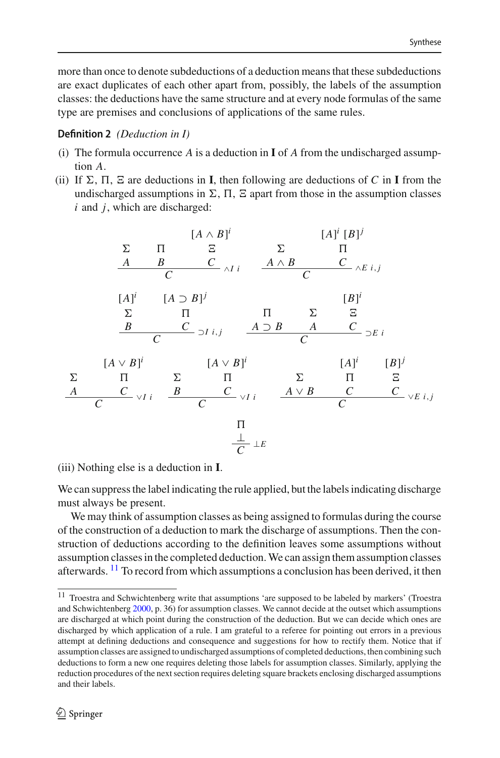more than once to denote subdeductions of a deduction means that these subdeductions are exact duplicates of each other apart from, possibly, the labels of the assumption classes: the deductions have the same structure and at every node formulas of the same type are premises and conclusions of applications of the same rules.

**Definition 2** *(Deduction in I)*

(i) The formula occurrence $A$ is a deduction in **I** of $A$ from the undischarged assumption $A$.

(ii) If $\Sigma$, $\Pi$, $\Xi$ are deductions in **I**, then following are deductions of $C$ in **I** from the undischarged assumptions in $\Sigma$, $\Pi$, $\Xi$ apart from those in the assumption classes $i$ and $j$, which are discharged:

$$\dfrac{\begin{matrix}\Sigma \\ A\end{matrix} \quad \begin{matrix}\Pi \\ B\end{matrix} \quad \begin{matrix}[A \wedge B]^i \\ \Xi \\ C\end{matrix}}{C} \wedge I\ i \qquad \dfrac{\begin{matrix}\Sigma \\ A \wedge B\end{matrix} \quad \begin{matrix}[A]^i\ [B]^j \\ \Pi \\ C\end{matrix}}{C} \wedge E\ i,j$$

$$\dfrac{\begin{matrix}[A]^i \\ \Sigma \\ B\end{matrix} \quad \begin{matrix}[A \supset B]^j \\ \Pi \\ C\end{matrix}}{C} \supset I\ i,j \qquad \dfrac{\begin{matrix}\Pi \\ A \supset B\end{matrix} \quad \begin{matrix}\Sigma \\ A\end{matrix} \quad \begin{matrix}[B]^i \\ \Xi \\ C\end{matrix}}{C} \supset E\ i$$

$$\dfrac{\begin{matrix}\Sigma \\ A\end{matrix} \quad \begin{matrix}[A \vee B]^i \\ \Pi \\ C\end{matrix}}{C} \vee I\ i \qquad \dfrac{\begin{matrix}\Sigma \\ B\end{matrix} \quad \begin{matrix}[A \vee B]^i \\ \Pi \\ C\end{matrix}}{C} \vee I\ i \qquad \dfrac{\begin{matrix}\Sigma \\ A \vee B\end{matrix} \quad \begin{matrix}[A]^i \\ \Pi \\ C\end{matrix} \quad \begin{matrix}[B]^j \\ \Xi \\ C\end{matrix}}{C} \vee E\ i,j$$

$$\dfrac{\begin{matrix}\Pi \\ \bot\end{matrix}}{C} \bot E$$

(iii) Nothing else is a deduction in **I**.

We can suppress the label indicating the rule applied, but the labels indicating discharge must always be present.

We may think of assumption classes as being assigned to formulas during the course of the construction of a deduction to mark the discharge of assumptions. Then the construction of deductions according to the definition leaves some assumptions without assumption classes in the completed deduction. We can assign them assumption classes afterwards. [11] To record from which assumptions a conclusion has been derived, it then

[11] Troestra and Schwichtenberg write that assumptions 'are supposed to be labeled by markers' (Troestra and Schwichtenberg 2000, p. 36) for assumption classes. We cannot decide at the outset which assumptions are discharged at which point during the construction of the deduction. But we can decide which ones are discharged by which application of a rule. I am grateful to a referee for pointing out errors in a previous attempt at defining deductions and consequence and suggestions for how to rectify them. Notice that if assumption classes are assigned to undischarged assumptions of completed deductions, then combining such deductions to form a new one requires deleting those labels for assumption classes. Similarly, applying the reduction procedures of the next section requires deleting square brackets enclosing discharged assumptions and their labels.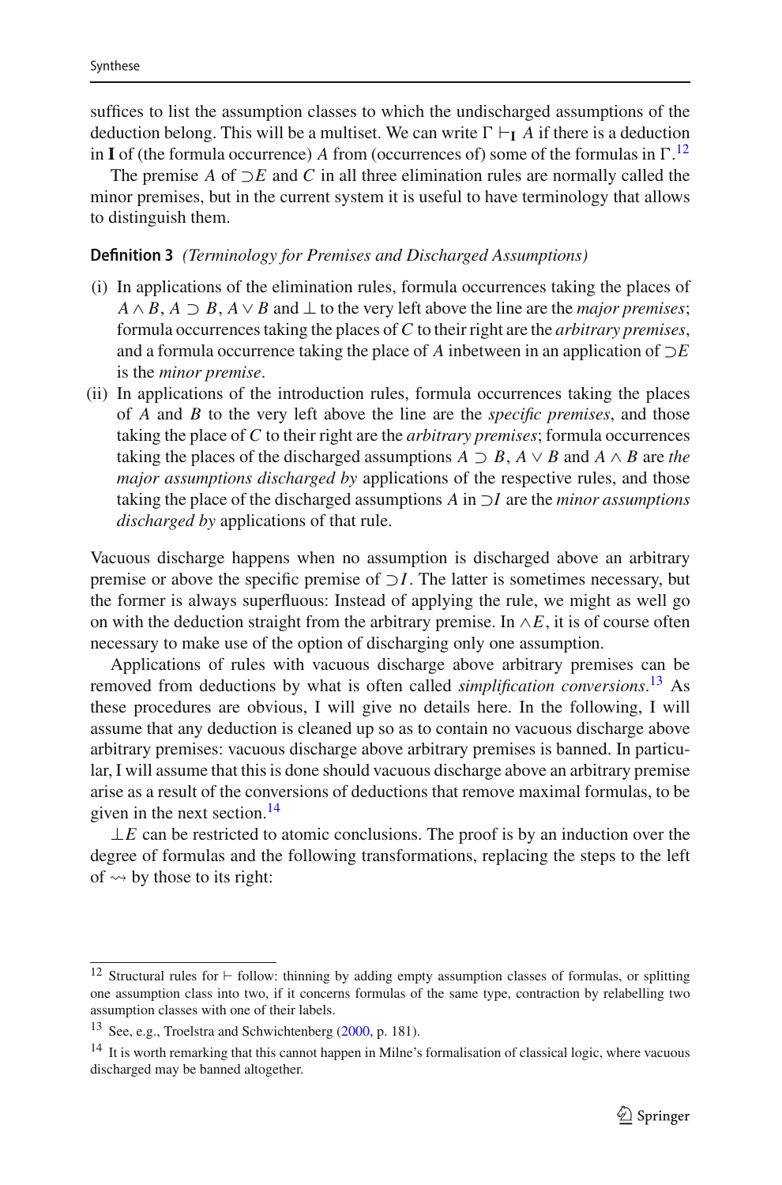suffices to list the assumption classes to which the undischarged assumptions of the deduction belong. This will be a multiset. We can write $\Gamma \vdash_{\mathbf{I}} A$ if there is a deduction in **I** of (the formula occurrence) $A$ from (occurrences of) some of the formulas in $\Gamma$.[12]

The premise $A$ of $\supset E$ and $C$ in all three elimination rules are normally called the minor premises, but in the current system it is useful to have terminology that allows to distinguish them.

**Definition 3** *(Terminology for Premises and Discharged Assumptions)*

(i) In applications of the elimination rules, formula occurrences taking the places of $A \wedge B$, $A \supset B$, $A \vee B$ and $\bot$ to the very left above the line are the *major premises*; formula occurrences taking the places of $C$ to their right are the *arbitrary premises*, and a formula occurrence taking the place of $A$ inbetween in an application of $\supset E$ is the *minor premise*.

(ii) In applications of the introduction rules, formula occurrences taking the places of $A$ and $B$ to the very left above the line are the *specific premises*, and those taking the place of $C$ to their right are the *arbitrary premises*; formula occurrences taking the places of the discharged assumptions $A \supset B$, $A \vee B$ and $A \wedge B$ are *the major assumptions discharged by* applications of the respective rules, and those taking the place of the discharged assumptions $A$ in $\supset I$ are the *minor assumptions discharged by* applications of that rule.

Vacuous discharge happens when no assumption is discharged above an arbitrary premise or above the specific premise of $\supset I$. The latter is sometimes necessary, but the former is always superfluous: Instead of applying the rule, we might as well go on with the deduction straight from the arbitrary premise. In $\wedge E$, it is of course often necessary to make use of the option of discharging only one assumption.

Applications of rules with vacuous discharge above arbitrary premises can be removed from deductions by what is often called *simplification conversions*.[13] As these procedures are obvious, I will give no details here. In the following, I will assume that any deduction is cleaned up so as to contain no vacuous discharge above arbitrary premises: vacuous discharge above arbitrary premises is banned. In particular, I will assume that this is done should vacuous discharge above an arbitrary premise arise as a result of the conversions of deductions that remove maximal formulas, to be given in the next section.[14]

$\bot E$ can be restricted to atomic conclusions. The proof is by an induction over the degree of formulas and the following transformations, replacing the steps to the left of $\rightsquigarrow$ by those to its right:

---

[12] Structural rules for $\vdash$ follow: thinning by adding empty assumption classes of formulas, or splitting one assumption class into two, if it concerns formulas of the same type, contraction by relabelling two assumption classes with one of their labels.

[13] See, e.g., Troelstra and Schwichtenberg (2000, p. 181).

[14] It is worth remarking that this cannot happen in Milne's formalisation of classical logic, where vacuous discharged may be banned altogether.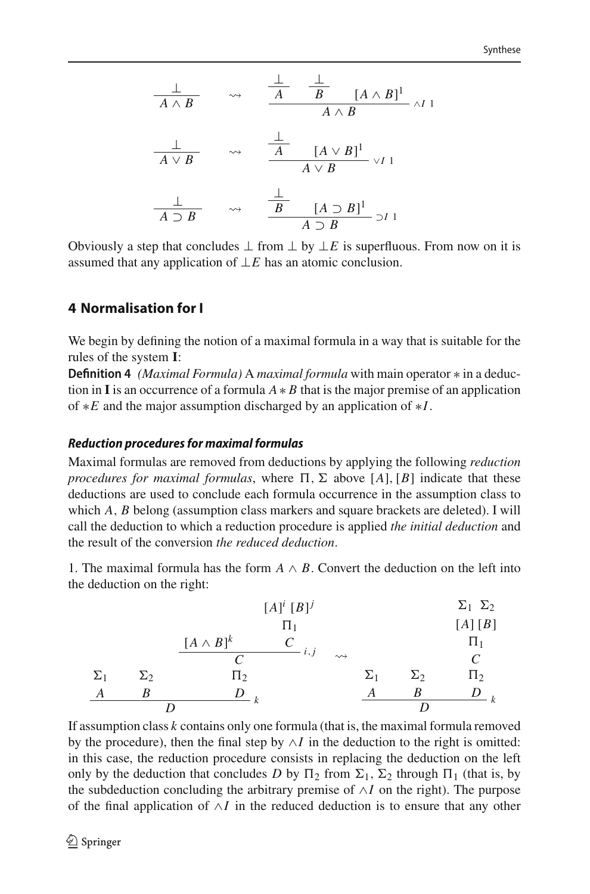$$\frac{\bot}{A \land B} \quad \rightsquigarrow \quad \cfrac{\cfrac{\bot}{A} \quad \cfrac{\bot}{B} \quad [A \land B]^1}{A \land B}\ \land I\ 1$$

$$\frac{\bot}{A \lor B} \quad \rightsquigarrow \quad \cfrac{\cfrac{\bot}{A} \quad [A \lor B]^1}{A \lor B}\ \lor I\ 1$$

$$\frac{\bot}{A \supset B} \quad \rightsquigarrow \quad \cfrac{\cfrac{\bot}{B} \quad [A \supset B]^1}{A \supset B}\ \supset I\ 1$$

Obviously a step that concludes $\bot$ from $\bot$ by $\bot E$ is superfluous. From now on it is assumed that any application of $\bot E$ has an atomic conclusion.

## 4 Normalisation for I

We begin by defining the notion of a maximal formula in a way that is suitable for the rules of the system **I**:

**Definition 4** *(Maximal Formula)* A *maximal formula* with main operator $*$ in a deduction in **I** is an occurrence of a formula $A * B$ that is the major premise of an application of $*E$ and the major assumption discharged by an application of $*I$.

#### *Reduction procedures for maximal formulas*

Maximal formulas are removed from deductions by applying the following *reduction procedures for maximal formulas*, where $\Pi$, $\Sigma$ above $[A]$, $[B]$ indicate that these deductions are used to conclude each formula occurrence in the assumption class to which $A$, $B$ belong (assumption class markers and square brackets are deleted). I will call the deduction to which a reduction procedure is applied *the initial deduction* and the result of the conversion *the reduced deduction*.

1. The maximal formula has the form $A \land B$. Convert the deduction on the left into the deduction on the right:

$$\cfrac{\begin{matrix}\Sigma_1\\A\end{matrix} \quad \begin{matrix}\Sigma_2\\B\end{matrix} \quad \begin{matrix} \cfrac{[A \land B]^k \quad \begin{matrix}[A]^i\ [B]^j\\ \Pi_1\\ C\end{matrix}}{C}\ i,j \\ \Pi_2 \\ D\end{matrix}}{D}\ k \quad \rightsquigarrow \quad \cfrac{\begin{matrix}\Sigma_1\\A\end{matrix} \quad \begin{matrix}\Sigma_2\\B\end{matrix} \quad \begin{matrix}\Sigma_1\ \Sigma_2\\ [A]\ [B]\\ \Pi_1\\ C\\ \Pi_2\\ D\end{matrix}}{D}\ k$$

If assumption class $k$ contains only one formula (that is, the maximal formula removed by the procedure), then the final step by $\land I$ in the deduction to the right is omitted: in this case, the reduction procedure consists in replacing the deduction on the left only by the deduction that concludes $D$ by $\Pi_2$ from $\Sigma_1$, $\Sigma_2$ through $\Pi_1$ (that is, by the subdeduction concluding the arbitrary premise of $\land I$ on the right). The purpose of the final application of $\land I$ in the reduced deduction is to ensure that any other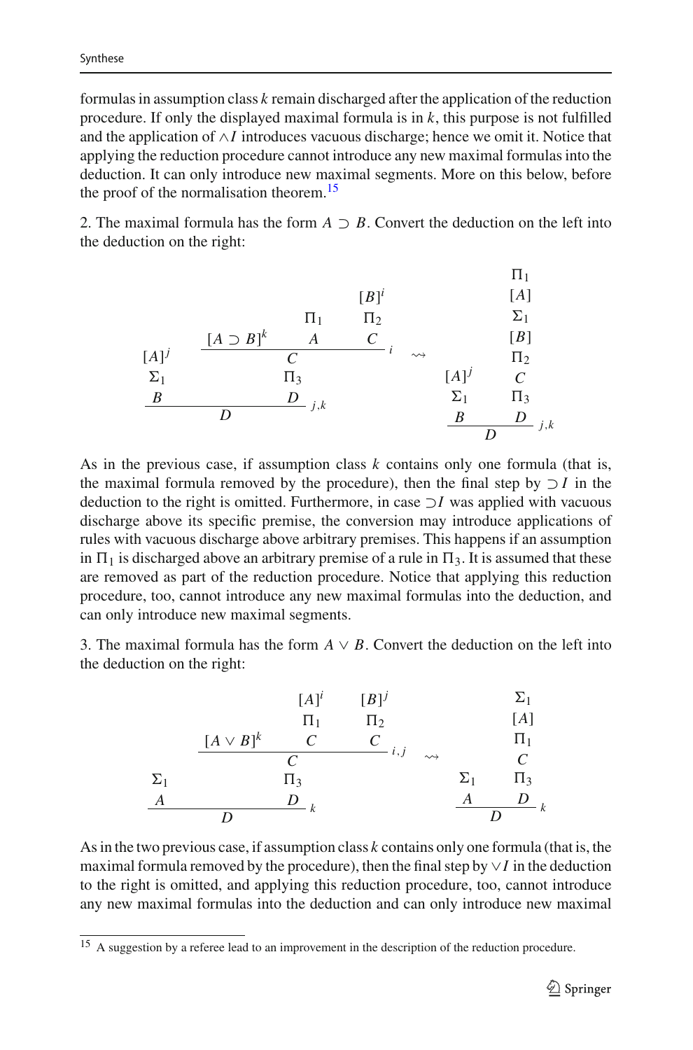formulas in assumption class $k$ remain discharged after the application of the reduction procedure. If only the displayed maximal formula is in $k$, this purpose is not fulfilled and the application of $\wedge I$ introduces vacuous discharge; hence we omit it. Notice that applying the reduction procedure cannot introduce any new maximal formulas into the deduction. It can only introduce new maximal segments. More on this below, before the proof of the normalisation theorem.[15]

2. The maximal formula has the form $A \supset B$. Convert the deduction on the left into the deduction on the right:

$$
\dfrac{\begin{array}{c}[A]^j \\ \Sigma_1 \\ B\end{array} \qquad \begin{array}{c}\dfrac{[A \supset B]^k \qquad \begin{array}{c}\Pi_1 \\ A\end{array} \qquad \begin{array}{c}[B]^i \\ \Pi_2 \\ C\end{array}}{C}\,i \\ \Pi_3 \\ D\end{array}}{D}\,j,k
\quad \rightsquigarrow \quad
\dfrac{\begin{array}{c}[A]^j \\ \Sigma_1 \\ B\end{array} \qquad \begin{array}{c}\Pi_1 \\ [A] \\ \Sigma_1 \\ [B] \\ \Pi_2 \\ C \\ \Pi_3 \\ D\end{array}}{D}\,j,k
$$

As in the previous case, if assumption class $k$ contains only one formula (that is, the maximal formula removed by the procedure), then the final step by $\supset I$ in the deduction to the right is omitted. Furthermore, in case $\supset I$ was applied with vacuous discharge above its specific premise, the conversion may introduce applications of rules with vacuous discharge above arbitrary premises. This happens if an assumption in $\Pi_1$ is discharged above an arbitrary premise of a rule in $\Pi_3$. It is assumed that these are removed as part of the reduction procedure. Notice that applying this reduction procedure, too, cannot introduce any new maximal formulas into the deduction, and can only introduce new maximal segments.

3. The maximal formula has the form $A \vee B$. Convert the deduction on the left into the deduction on the right:

$$
\dfrac{\begin{array}{c}\Sigma_1 \\ A\end{array} \qquad \begin{array}{c}\dfrac{[A \vee B]^k \qquad \begin{array}{c}[A]^i \\ \Pi_1 \\ C\end{array} \qquad \begin{array}{c}[B]^j \\ \Pi_2 \\ C\end{array}}{C}\,i,j \\ \Pi_3 \\ D\end{array}}{D}\,k
\quad \rightsquigarrow \quad
\dfrac{\begin{array}{c}\Sigma_1 \\ A\end{array} \qquad \begin{array}{c}\Sigma_1 \\ [A] \\ \Pi_1 \\ C \\ \Pi_3 \\ D\end{array}}{D}\,k
$$

As in the two previous case, if assumption class $k$ contains only one formula (that is, the maximal formula removed by the procedure), then the final step by $\vee I$ in the deduction to the right is omitted, and applying this reduction procedure, too, cannot introduce any new maximal formulas into the deduction and can only introduce new maximal

[15] A suggestion by a referee lead to an improvement in the description of the reduction procedure.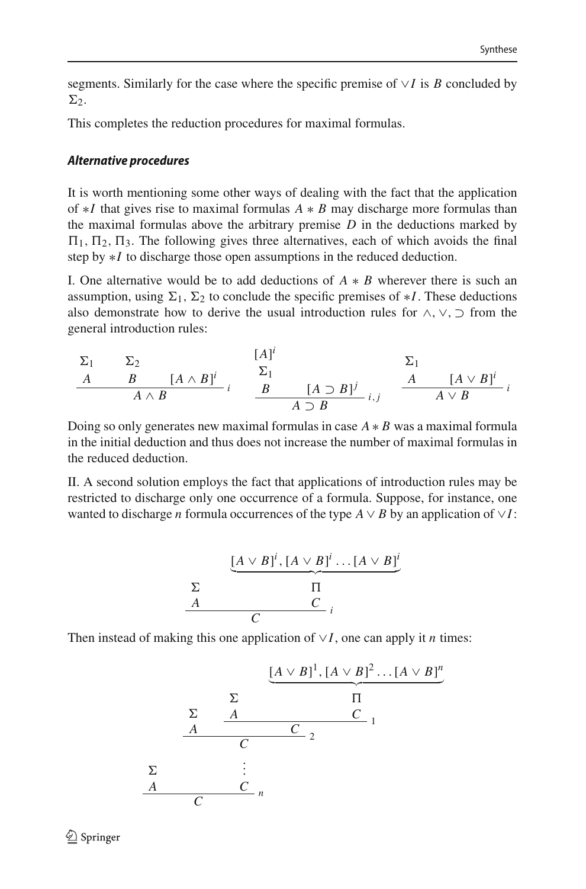segments. Similarly for the case where the specific premise of $\vee I$ is $B$ concluded by $\Sigma_2$.

This completes the reduction procedures for maximal formulas.

#### *Alternative procedures*

It is worth mentioning some other ways of dealing with the fact that the application of $*I$ that gives rise to maximal formulas $A * B$ may discharge more formulas than the maximal formulas above the arbitrary premise $D$ in the deductions marked by $\Pi_1, \Pi_2, \Pi_3$. The following gives three alternatives, each of which avoids the final step by $*I$ to discharge those open assumptions in the reduced deduction.

I. One alternative would be to add deductions of $A * B$ wherever there is such an assumption, using $\Sigma_1, \Sigma_2$ to conclude the specific premises of $*I$. These deductions also demonstrate how to derive the usual introduction rules for $\wedge, \vee, \supset$ from the general introduction rules:

$$\dfrac{\begin{matrix}\Sigma_1\\ A\end{matrix} \quad \begin{matrix}\Sigma_2\\ B\end{matrix} \quad [A \wedge B]^i}{A \wedge B}\,i \qquad \dfrac{\begin{matrix}[A]^i\\ \Sigma_1\\ B\end{matrix} \quad [A \supset B]^j}{A \supset B}\,i,j \qquad \dfrac{\begin{matrix}\Sigma_1\\ A\end{matrix} \quad [A \vee B]^i}{A \vee B}\,i$$

Doing so only generates new maximal formulas in case $A * B$ was a maximal formula in the initial deduction and thus does not increase the number of maximal formulas in the reduced deduction.

II. A second solution employs the fact that applications of introduction rules may be restricted to discharge only one occurrence of a formula. Suppose, for instance, one wanted to discharge $n$ formula occurrences of the type $A \vee B$ by an application of $\vee I$:

$$\dfrac{\begin{matrix}\Sigma\\ A\end{matrix} \quad \begin{matrix}\underbrace{[A \vee B]^i, [A \vee B]^i \ldots [A \vee B]^i}\\ \Pi\\ C\end{matrix}}{C}\,i$$

Then instead of making this one application of $\vee I$, one can apply it $n$ times:

$$\dfrac{\begin{matrix}\Sigma\\ A\end{matrix} \quad \begin{matrix}\vdots\\ \dfrac{\begin{matrix}\Sigma\\ A\end{matrix} \quad \dfrac{\begin{matrix}\Sigma\\ A\end{matrix} \quad \begin{matrix}\underbrace{[A \vee B]^1, [A \vee B]^2 \ldots [A \vee B]^n}\\ \Pi\\ C\end{matrix}}{C}\,1}{C}\,2 \\ \vdots \\ C\end{matrix}}{C}\,n$$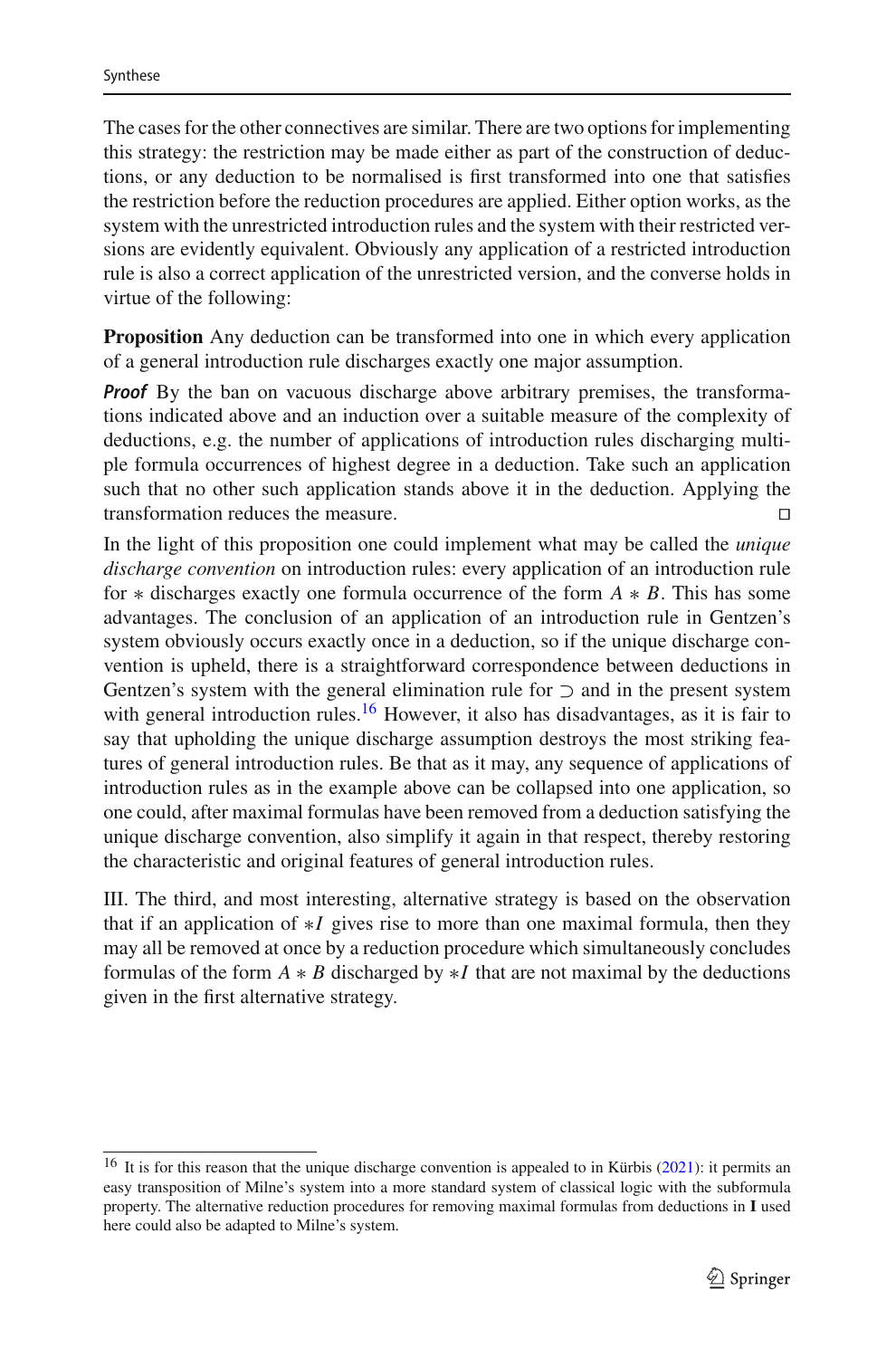The cases for the other connectives are similar. There are two options for implementing this strategy: the restriction may be made either as part of the construction of deductions, or any deduction to be normalised is first transformed into one that satisfies the restriction before the reduction procedures are applied. Either option works, as the system with the unrestricted introduction rules and the system with their restricted versions are evidently equivalent. Obviously any application of a restricted introduction rule is also a correct application of the unrestricted version, and the converse holds in virtue of the following:

**Proposition** Any deduction can be transformed into one in which every application of a general introduction rule discharges exactly one major assumption.

***Proof*** By the ban on vacuous discharge above arbitrary premises, the transformations indicated above and an induction over a suitable measure of the complexity of deductions, e.g. the number of applications of introduction rules discharging multiple formula occurrences of highest degree in a deduction. Take such an application such that no other such application stands above it in the deduction. Applying the transformation reduces the measure. □

In the light of this proposition one could implement what may be called the *unique discharge convention* on introduction rules: every application of an introduction rule for $*$ discharges exactly one formula occurrence of the form $A * B$. This has some advantages. The conclusion of an application of an introduction rule in Gentzen's system obviously occurs exactly once in a deduction, so if the unique discharge convention is upheld, there is a straightforward correspondence between deductions in Gentzen's system with the general elimination rule for $\supset$ and in the present system with general introduction rules.[16] However, it also has disadvantages, as it is fair to say that upholding the unique discharge assumption destroys the most striking features of general introduction rules. Be that as it may, any sequence of applications of introduction rules as in the example above can be collapsed into one application, so one could, after maximal formulas have been removed from a deduction satisfying the unique discharge convention, also simplify it again in that respect, thereby restoring the characteristic and original features of general introduction rules.

III. The third, and most interesting, alternative strategy is based on the observation that if an application of $*I$ gives rise to more than one maximal formula, then they may all be removed at once by a reduction procedure which simultaneously concludes formulas of the form $A * B$ discharged by $*I$ that are not maximal by the deductions given in the first alternative strategy.

[16] It is for this reason that the unique discharge convention is appealed to in Kürbis (2021): it permits an easy transposition of Milne's system into a more standard system of classical logic with the subformula property. The alternative reduction procedures for removing maximal formulas from deductions in **I** used here could also be adapted to Milne's system.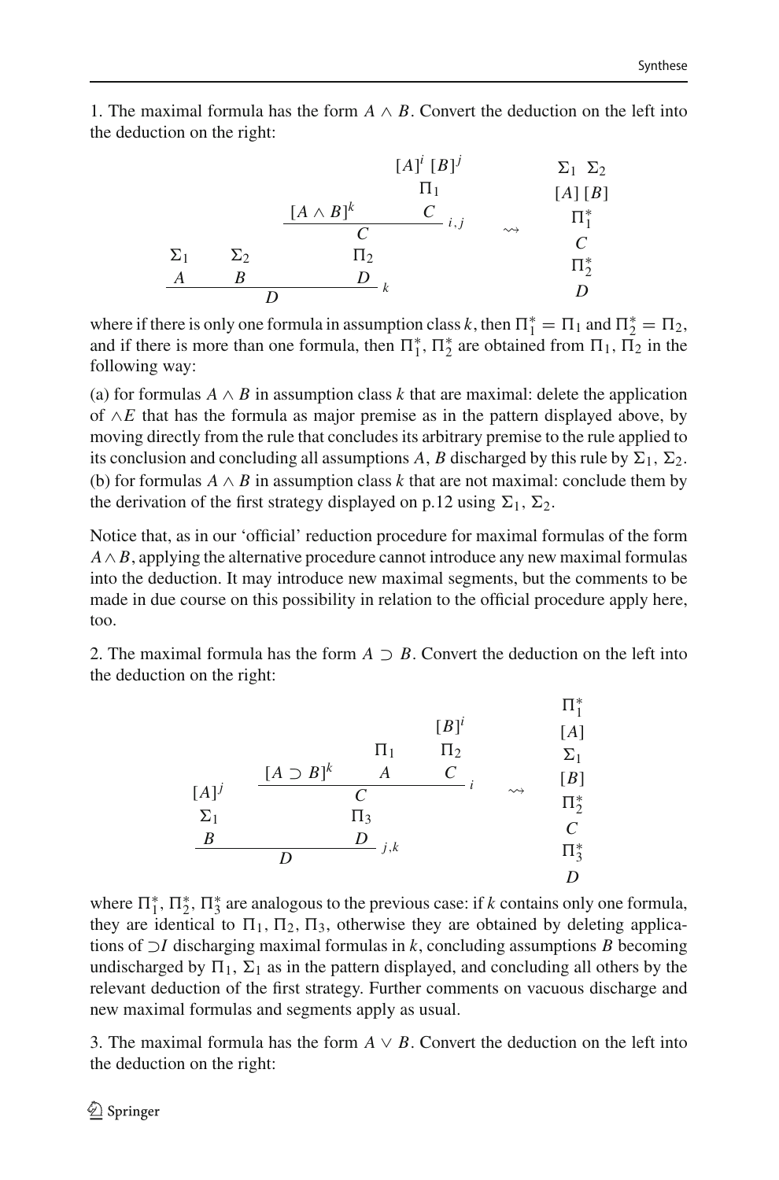1. The maximal formula has the form $A \wedge B$. Convert the deduction on the left into the deduction on the right:

$$
\dfrac{\begin{matrix}\Sigma_1 \\ A\end{matrix} \quad \begin{matrix}\Sigma_2 \\ B\end{matrix} \quad \begin{matrix} \dfrac{[A \wedge B]^k \quad \begin{matrix}[A]^i \; [B]^j \\ \Pi_1 \\ C\end{matrix}}{C}\, {\scriptstyle i,j} \\ \Pi_2 \\ D \end{matrix}}{D}\, {\scriptstyle k}
\quad \rightsquigarrow \quad
\begin{matrix}\Sigma_1 \;\; \Sigma_2 \\ [A]\; [B] \\ \Pi_1^* \\ C \\ \Pi_2^* \\ D\end{matrix}
$$

where if there is only one formula in assumption class $k$, then $\Pi_1^* = \Pi_1$ and $\Pi_2^* = \Pi_2$, and if there is more than one formula, then $\Pi_1^*$, $\Pi_2^*$ are obtained from $\Pi_1$, $\Pi_2$ in the following way:

(a) for formulas $A \wedge B$ in assumption class $k$ that are maximal: delete the application of $\wedge E$ that has the formula as major premise as in the pattern displayed above, by moving directly from the rule that concludes its arbitrary premise to the rule applied to its conclusion and concluding all assumptions $A$, $B$ discharged by this rule by $\Sigma_1$, $\Sigma_2$.
(b) for formulas $A \wedge B$ in assumption class $k$ that are not maximal: conclude them by the derivation of the first strategy displayed on p.12 using $\Sigma_1$, $\Sigma_2$.

Notice that, as in our 'official' reduction procedure for maximal formulas of the form $A \wedge B$, applying the alternative procedure cannot introduce any new maximal formulas into the deduction. It may introduce new maximal segments, but the comments to be made in due course on this possibility in relation to the official procedure apply here, too.

2. The maximal formula has the form $A \supset B$. Convert the deduction on the left into the deduction on the right:

$$
\dfrac{\begin{matrix}[A]^j \\ \Sigma_1 \\ B\end{matrix} \quad \begin{matrix} \dfrac{[A \supset B]^k \quad \begin{matrix}\Pi_1 \\ A\end{matrix} \quad \begin{matrix}[B]^i \\ \Pi_2 \\ C\end{matrix}}{C}\, {\scriptstyle i} \\ \Pi_3 \\ D \end{matrix}}{D}\, {\scriptstyle j,k}
\quad \rightsquigarrow \quad
\begin{matrix}\Pi_1^* \\ [A] \\ \Sigma_1 \\ [B] \\ \Pi_2^* \\ C \\ \Pi_3^* \\ D\end{matrix}
$$

where $\Pi_1^*$, $\Pi_2^*$, $\Pi_3^*$ are analogous to the previous case: if $k$ contains only one formula, they are identical to $\Pi_1$, $\Pi_2$, $\Pi_3$, otherwise they are obtained by deleting applications of $\supset I$ discharging maximal formulas in $k$, concluding assumptions $B$ becoming undischarged by $\Pi_1$, $\Sigma_1$ as in the pattern displayed, and concluding all others by the relevant deduction of the first strategy. Further comments on vacuous discharge and new maximal formulas and segments apply as usual.

3. The maximal formula has the form $A \vee B$. Convert the deduction on the left into the deduction on the right: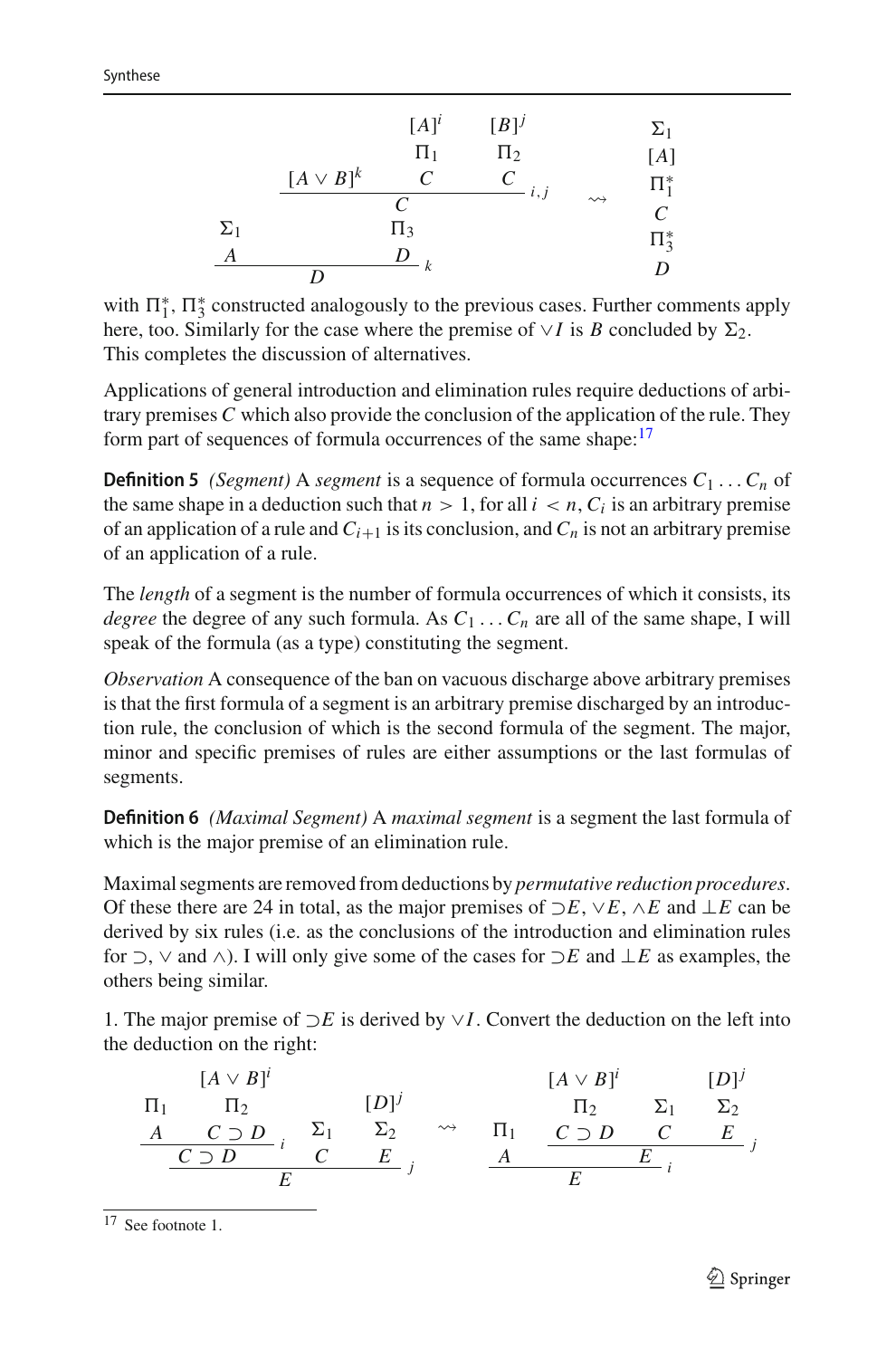$$
\dfrac{\begin{matrix}\Sigma_1 \\ A\end{matrix} \qquad \dfrac{\dfrac{[A \vee B]^k \qquad \begin{matrix}[A]^i \\ \Pi_1 \\ C\end{matrix} \qquad \begin{matrix}[B]^j \\ \Pi_2 \\ C\end{matrix}}{C}\,{}_{i,j}}{\begin{matrix}\Pi_3 \\ D\end{matrix}}\,{}_k}{D}
\quad \rightsquigarrow \quad
\begin{matrix}\Sigma_1 \\ [A] \\ \Pi_1^* \\ C \\ \Pi_3^* \\ D\end{matrix}
$$

with $\Pi_1^*$, $\Pi_3^*$ constructed analogously to the previous cases. Further comments apply here, too. Similarly for the case where the premise of $\vee I$ is $B$ concluded by $\Sigma_2$. This completes the discussion of alternatives.

Applications of general introduction and elimination rules require deductions of arbitrary premises $C$ which also provide the conclusion of the application of the rule. They form part of sequences of formula occurrences of the same shape:[17]

**Definition 5** *(Segment)* A *segment* is a sequence of formula occurrences $C_1 \ldots C_n$ of the same shape in a deduction such that $n > 1$, for all $i < n$, $C_i$ is an arbitrary premise of an application of a rule and $C_{i+1}$ is its conclusion, and $C_n$ is not an arbitrary premise of an application of a rule.

The *length* of a segment is the number of formula occurrences of which it consists, its *degree* the degree of any such formula. As $C_1 \ldots C_n$ are all of the same shape, I will speak of the formula (as a type) constituting the segment.

*Observation* A consequence of the ban on vacuous discharge above arbitrary premises is that the first formula of a segment is an arbitrary premise discharged by an introduction rule, the conclusion of which is the second formula of the segment. The major, minor and specific premises of rules are either assumptions or the last formulas of segments.

**Definition 6** *(Maximal Segment)* A *maximal segment* is a segment the last formula of which is the major premise of an elimination rule.

Maximal segments are removed from deductions by *permutative reduction procedures*. Of these there are 24 in total, as the major premises of $\supset E$, $\vee E$, $\wedge E$ and $\bot E$ can be derived by six rules (i.e. as the conclusions of the introduction and elimination rules for $\supset$, $\vee$ and $\wedge$). I will only give some of the cases for $\supset E$ and $\bot E$ as examples, the others being similar.

1. The major premise of $\supset E$ is derived by $\vee I$. Convert the deduction on the left into the deduction on the right:

$$
\dfrac{\dfrac{\begin{matrix}\Pi_1 \\ A\end{matrix} \qquad \begin{matrix}[A \vee B]^i \\ \Pi_2 \\ C \supset D\end{matrix}}{C \supset D}\,{}_i \qquad \begin{matrix}\Sigma_1 \\ C\end{matrix} \qquad \begin{matrix}[D]^j \\ \Sigma_2 \\ E\end{matrix}}{E}\,{}_j
\quad \rightsquigarrow \quad
\dfrac{\begin{matrix}\Pi_1 \\ A\end{matrix} \qquad \dfrac{\begin{matrix}[A \vee B]^i \\ \Pi_2 \\ C \supset D\end{matrix} \qquad \begin{matrix}\Sigma_1 \\ C\end{matrix} \qquad \begin{matrix}[D]^j \\ \Sigma_2 \\ E\end{matrix}}{E}\,{}_j}{E}\,{}_i
$$

[17] See footnote 1.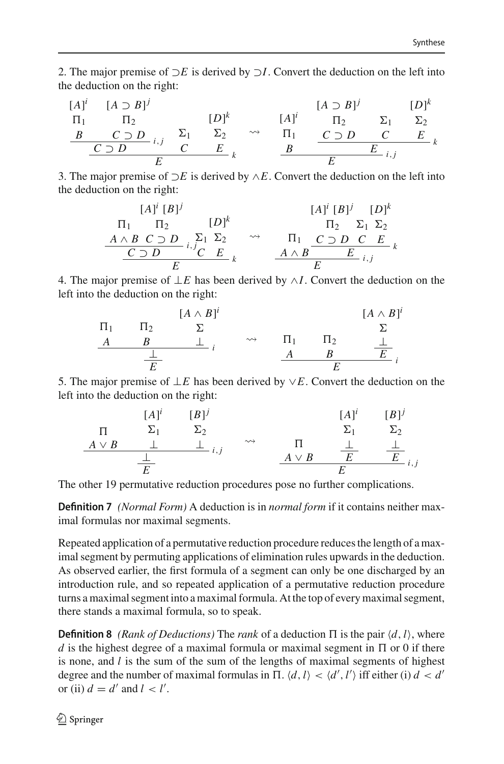2. The major premise of $\supset E$ is derived by $\supset I$. Convert the deduction on the left into the deduction on the right:

$$
\dfrac{\dfrac{\begin{matrix}[A]^i \\ \Pi_1 \\ B\end{matrix} \quad \begin{matrix}[A \supset B]^j \\ \Pi_2 \\ C \supset D\end{matrix}}{C \supset D}\, i,j \quad \begin{matrix}\Sigma_1 \\ C\end{matrix} \quad \begin{matrix}[D]^k \\ \Sigma_2 \\ E\end{matrix}}{E}\, k
\quad \rightsquigarrow \quad
\dfrac{\begin{matrix}[A]^i \\ \Pi_1 \\ B\end{matrix} \quad \dfrac{\begin{matrix}[A \supset B]^j \\ \Pi_2 \\ C \supset D\end{matrix} \quad \begin{matrix}\Sigma_1 \\ C\end{matrix} \quad \begin{matrix}[D]^k \\ \Sigma_2 \\ E\end{matrix}}{E}\, k}{E}\, i,j
$$

3. The major premise of $\supset E$ is derived by $\wedge E$. Convert the deduction on the left into the deduction on the right:

$$
\dfrac{\dfrac{\begin{matrix}\Pi_1 \\ A \wedge B\end{matrix} \quad \begin{matrix}[A]^i\ [B]^j \\ \Pi_2 \\ C \supset D\end{matrix}}{C \supset D}\, i,j \quad \begin{matrix}\Sigma_1 \\ C\end{matrix} \quad \begin{matrix}[D]^k \\ \Sigma_2 \\ E\end{matrix}}{E}\, k
\quad \rightsquigarrow \quad
\dfrac{\begin{matrix}\Pi_1 \\ A \wedge B\end{matrix} \quad \dfrac{\begin{matrix}[A]^i\ [B]^j \\ \Pi_2 \\ C \supset D\end{matrix} \quad \begin{matrix}\Sigma_1 \\ C\end{matrix} \quad \begin{matrix}[D]^k \\ \Sigma_2 \\ E\end{matrix}}{E}\, k}{E}\, i,j
$$

4. The major premise of $\bot E$ has been derived by $\wedge I$. Convert the deduction on the left into the deduction on the right:

$$
\dfrac{\dfrac{\begin{matrix}\Pi_1 \\ A\end{matrix} \quad \begin{matrix}\Pi_2 \\ B\end{matrix} \quad \begin{matrix}[A \wedge B]^i \\ \Sigma \\ \bot\end{matrix}}{\bot}\, i}{E}
\quad \rightsquigarrow \quad
\dfrac{\begin{matrix}\Pi_1 \\ A\end{matrix} \quad \begin{matrix}\Pi_2 \\ B\end{matrix} \quad \dfrac{\begin{matrix}[A \wedge B]^i \\ \Sigma \\ \bot\end{matrix}}{E}}{E}\, i
$$

5. The major premise of $\bot E$ has been derived by $\vee E$. Convert the deduction on the left into the deduction on the right:

$$
\dfrac{\dfrac{\begin{matrix}\Pi \\ A \vee B\end{matrix} \quad \begin{matrix}[A]^i \\ \Sigma_1 \\ \bot\end{matrix} \quad \begin{matrix}[B]^j \\ \Sigma_2 \\ \bot\end{matrix}}{\bot}\, i,j}{E}
\quad \rightsquigarrow \quad
\dfrac{\begin{matrix}\Pi \\ A \vee B\end{matrix} \quad \dfrac{\begin{matrix}[A]^i \\ \Sigma_1 \\ \bot\end{matrix}}{E} \quad \dfrac{\begin{matrix}[B]^j \\ \Sigma_2 \\ \bot\end{matrix}}{E}}{E}\, i,j
$$

The other 19 permutative reduction procedures pose no further complications.

**Definition 7** *(Normal Form)* A deduction is in *normal form* if it contains neither maximal formulas nor maximal segments.

Repeated application of a permutative reduction procedure reduces the length of a maximal segment by permuting applications of elimination rules upwards in the deduction. As observed earlier, the first formula of a segment can only be one discharged by an introduction rule, and so repeated application of a permutative reduction procedure turns a maximal segment into a maximal formula. At the top of every maximal segment, there stands a maximal formula, so to speak.

**Definition 8** *(Rank of Deductions)* The *rank* of a deduction $\Pi$ is the pair $\langle d, l\rangle$, where $d$ is the highest degree of a maximal formula or maximal segment in $\Pi$ or 0 if there is none, and $l$ is the sum of the sum of the lengths of maximal segments of highest degree and the number of maximal formulas in $\Pi$. $\langle d, l\rangle < \langle d', l'\rangle$ iff either (i) $d < d'$ or (ii) $d = d'$ and $l < l'$.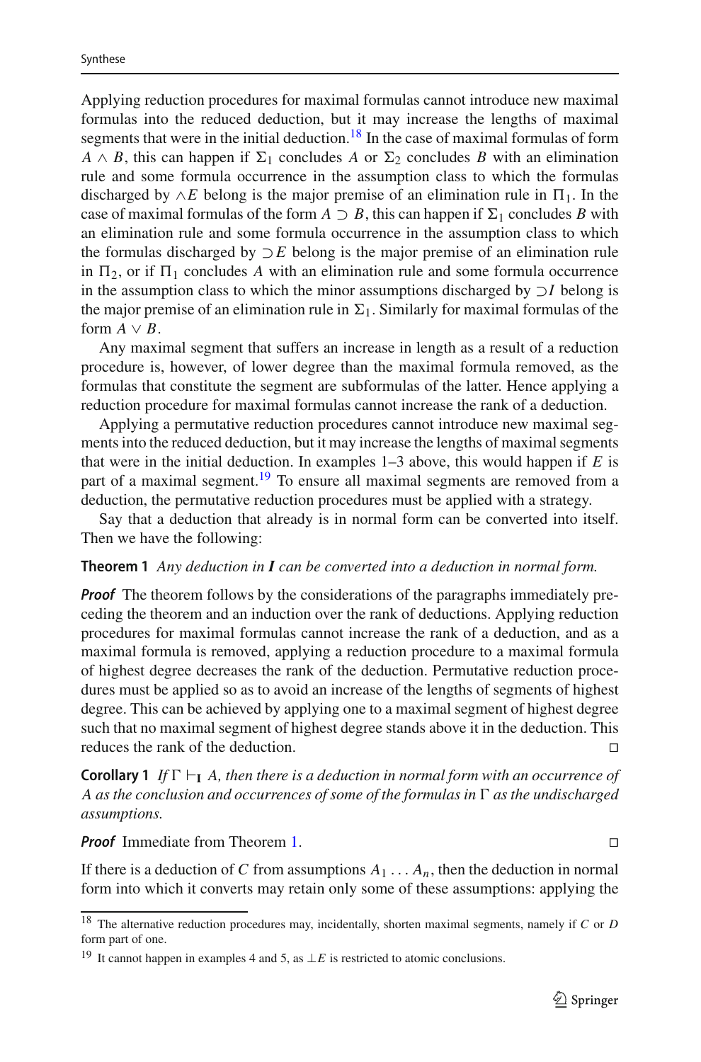Applying reduction procedures for maximal formulas cannot introduce new maximal formulas into the reduced deduction, but it may increase the lengths of maximal segments that were in the initial deduction.[18] In the case of maximal formulas of form $A \wedge B$, this can happen if $\Sigma_1$ concludes $A$ or $\Sigma_2$ concludes $B$ with an elimination rule and some formula occurrence in the assumption class to which the formulas discharged by $\wedge E$ belong is the major premise of an elimination rule in $\Pi_1$. In the case of maximal formulas of the form $A \supset B$, this can happen if $\Sigma_1$ concludes $B$ with an elimination rule and some formula occurrence in the assumption class to which the formulas discharged by $\supset E$ belong is the major premise of an elimination rule in $\Pi_2$, or if $\Pi_1$ concludes $A$ with an elimination rule and some formula occurrence in the assumption class to which the minor assumptions discharged by $\supset I$ belong is the major premise of an elimination rule in $\Sigma_1$. Similarly for maximal formulas of the form $A \vee B$.

Any maximal segment that suffers an increase in length as a result of a reduction procedure is, however, of lower degree than the maximal formula removed, as the formulas that constitute the segment are subformulas of the latter. Hence applying a reduction procedure for maximal formulas cannot increase the rank of a deduction.

Applying a permutative reduction procedures cannot introduce new maximal segments into the reduced deduction, but it may increase the lengths of maximal segments that were in the initial deduction. In examples 1–3 above, this would happen if $E$ is part of a maximal segment.[19] To ensure all maximal segments are removed from a deduction, the permutative reduction procedures must be applied with a strategy.

Say that a deduction that already is in normal form can be converted into itself. Then we have the following:

**Theorem 1** *Any deduction in **I** can be converted into a deduction in normal form.*

***Proof*** The theorem follows by the considerations of the paragraphs immediately preceding the theorem and an induction over the rank of deductions. Applying reduction procedures for maximal formulas cannot increase the rank of a deduction, and as a maximal formula is removed, applying a reduction procedure to a maximal formula of highest degree decreases the rank of the deduction. Permutative reduction procedures must be applied so as to avoid an increase of the lengths of segments of highest degree. This can be achieved by applying one to a maximal segment of highest degree such that no maximal segment of highest degree stands above it in the deduction. This reduces the rank of the deduction. □

**Corollary 1** *If $\Gamma \vdash_{\mathbf{I}} A$, then there is a deduction in normal form with an occurrence of $A$ as the conclusion and occurrences of some of the formulas in $\Gamma$ as the undischarged assumptions.*

***Proof*** Immediate from Theorem 1. □

If there is a deduction of $C$ from assumptions $A_1 \ldots A_n$, then the deduction in normal form into which it converts may retain only some of these assumptions: applying the

[18] The alternative reduction procedures may, incidentally, shorten maximal segments, namely if $C$ or $D$ form part of one.

[19] It cannot happen in examples 4 and 5, as $\bot E$ is restricted to atomic conclusions.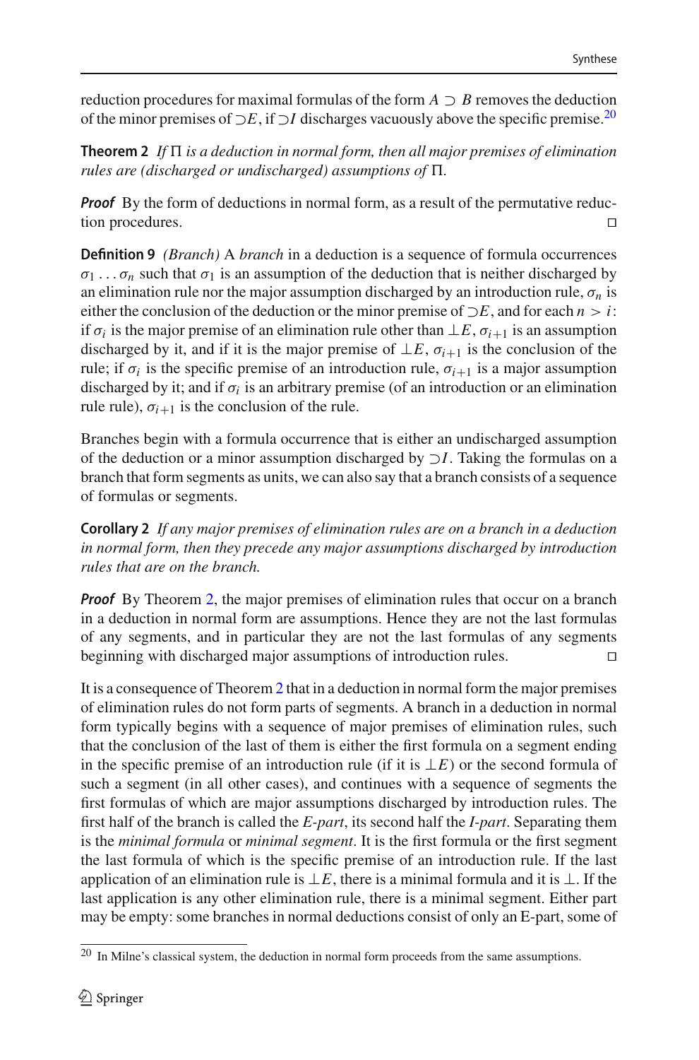reduction procedures for maximal formulas of the form $A \supset B$ removes the deduction of the minor premises of $\supset E$, if $\supset I$ discharges vacuously above the specific premise.[20]

**Theorem 2** *If* $\Pi$ *is a deduction in normal form, then all major premises of elimination rules are (discharged or undischarged) assumptions of* $\Pi$.

***Proof*** By the form of deductions in normal form, as a result of the permutative reduction procedures. □

**Definition 9** *(Branch)* A *branch* in a deduction is a sequence of formula occurrences $\sigma_1 \ldots \sigma_n$ such that $\sigma_1$ is an assumption of the deduction that is neither discharged by an elimination rule nor the major assumption discharged by an introduction rule, $\sigma_n$ is either the conclusion of the deduction or the minor premise of $\supset E$, and for each $n > i$: if $\sigma_i$ is the major premise of an elimination rule other than $\bot E$, $\sigma_{i+1}$ is an assumption discharged by it, and if it is the major premise of $\bot E$, $\sigma_{i+1}$ is the conclusion of the rule; if $\sigma_i$ is the specific premise of an introduction rule, $\sigma_{i+1}$ is a major assumption discharged by it; and if $\sigma_i$ is an arbitrary premise (of an introduction or an elimination rule rule), $\sigma_{i+1}$ is the conclusion of the rule.

Branches begin with a formula occurrence that is either an undischarged assumption of the deduction or a minor assumption discharged by $\supset I$. Taking the formulas on a branch that form segments as units, we can also say that a branch consists of a sequence of formulas or segments.

**Corollary 2** *If any major premises of elimination rules are on a branch in a deduction in normal form, then they precede any major assumptions discharged by introduction rules that are on the branch.*

***Proof*** By Theorem 2, the major premises of elimination rules that occur on a branch in a deduction in normal form are assumptions. Hence they are not the last formulas of any segments, and in particular they are not the last formulas of any segments beginning with discharged major assumptions of introduction rules. □

It is a consequence of Theorem 2 that in a deduction in normal form the major premises of elimination rules do not form parts of segments. A branch in a deduction in normal form typically begins with a sequence of major premises of elimination rules, such that the conclusion of the last of them is either the first formula on a segment ending in the specific premise of an introduction rule (if it is $\bot E$) or the second formula of such a segment (in all other cases), and continues with a sequence of segments the first formulas of which are major assumptions discharged by introduction rules. The first half of the branch is called the *E-part*, its second half the *I-part*. Separating them is the *minimal formula* or *minimal segment*. It is the first formula or the first segment the last formula of which is the specific premise of an introduction rule. If the last application of an elimination rule is $\bot E$, there is a minimal formula and it is $\bot$. If the last application is any other elimination rule, there is a minimal segment. Either part may be empty: some branches in normal deductions consist of only an E-part, some of

[20] In Milne's classical system, the deduction in normal form proceeds from the same assumptions.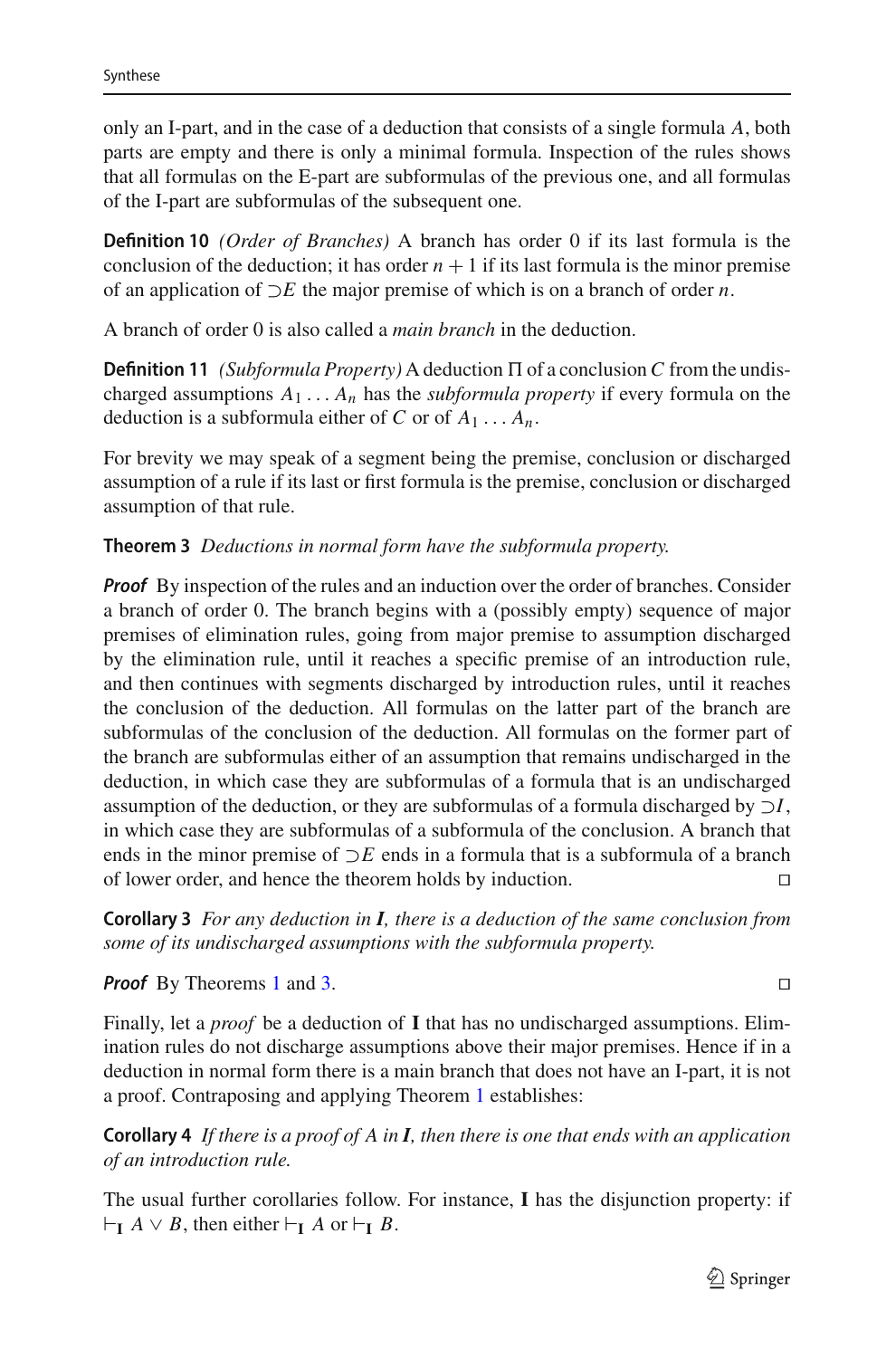only an I-part, and in the case of a deduction that consists of a single formula $A$, both parts are empty and there is only a minimal formula. Inspection of the rules shows that all formulas on the E-part are subformulas of the previous one, and all formulas of the I-part are subformulas of the subsequent one.

**Definition 10** *(Order of Branches)* A branch has order 0 if its last formula is the conclusion of the deduction; it has order $n + 1$ if its last formula is the minor premise of an application of $\supset E$ the major premise of which is on a branch of order $n$.

A branch of order 0 is also called a *main branch* in the deduction.

**Definition 11** *(Subformula Property)* A deduction $\Pi$ of a conclusion $C$ from the undischarged assumptions $A_1 \ldots A_n$ has the *subformula property* if every formula on the deduction is a subformula either of $C$ or of $A_1 \ldots A_n$.

For brevity we may speak of a segment being the premise, conclusion or discharged assumption of a rule if its last or first formula is the premise, conclusion or discharged assumption of that rule.

**Theorem 3** *Deductions in normal form have the subformula property.*

***Proof*** By inspection of the rules and an induction over the order of branches. Consider a branch of order 0. The branch begins with a (possibly empty) sequence of major premises of elimination rules, going from major premise to assumption discharged by the elimination rule, until it reaches a specific premise of an introduction rule, and then continues with segments discharged by introduction rules, until it reaches the conclusion of the deduction. All formulas on the latter part of the branch are subformulas of the conclusion of the deduction. All formulas on the former part of the branch are subformulas either of an assumption that remains undischarged in the deduction, in which case they are subformulas of a formula that is an undischarged assumption of the deduction, or they are subformulas of a formula discharged by $\supset I$, in which case they are subformulas of a subformula of the conclusion. A branch that ends in the minor premise of $\supset E$ ends in a formula that is a subformula of a branch of lower order, and hence the theorem holds by induction. □

**Corollary 3** *For any deduction in* ***I****, there is a deduction of the same conclusion from some of its undischarged assumptions with the subformula property.*

***Proof*** By Theorems 1 and 3. □

Finally, let a *proof* be a deduction of **I** that has no undischarged assumptions. Elimination rules do not discharge assumptions above their major premises. Hence if in a deduction in normal form there is a main branch that does not have an I-part, it is not a proof. Contraposing and applying Theorem 1 establishes:

**Corollary 4** *If there is a proof of A in* ***I****, then there is one that ends with an application of an introduction rule.*

The usual further corollaries follow. For instance, **I** has the disjunction property: if $\vdash_{\mathbf{I}} A \vee B$, then either $\vdash_{\mathbf{I}} A$ or $\vdash_{\mathbf{I}} B$.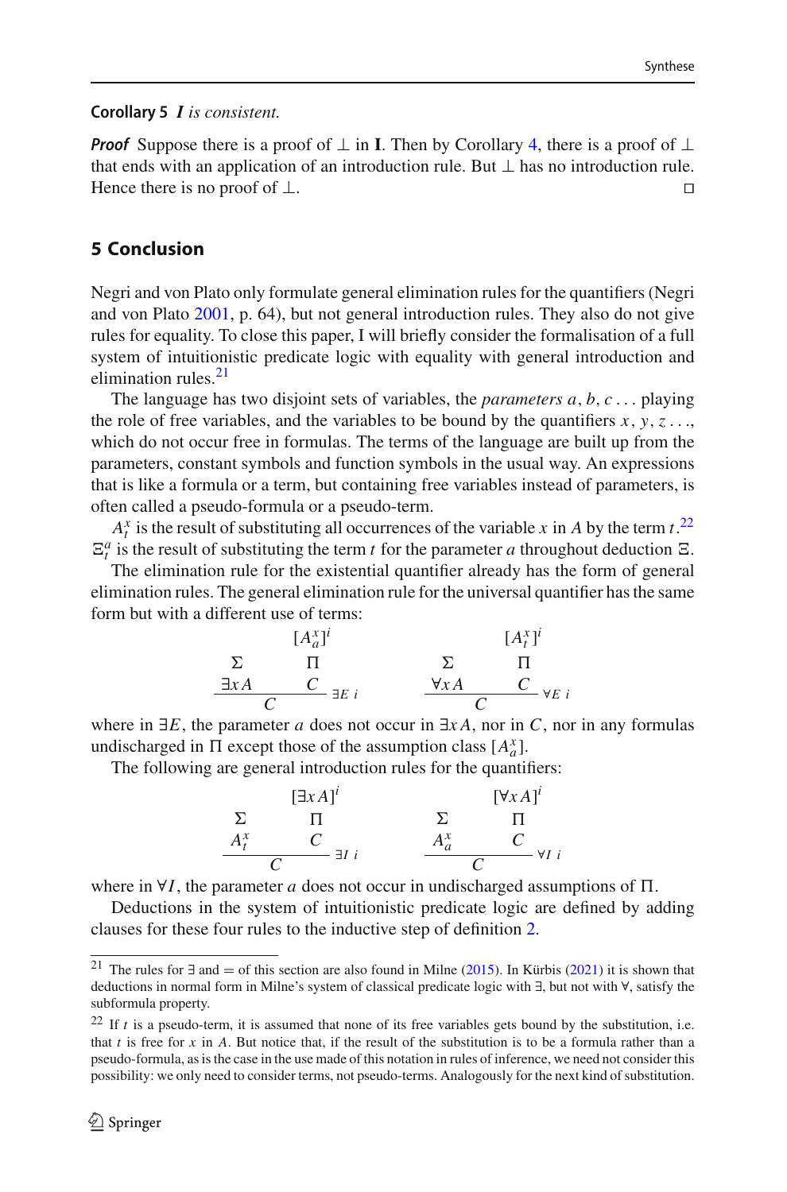**Corollary 5** *I is consistent.*

***Proof*** Suppose there is a proof of $\bot$ in **I**. Then by Corollary 4, there is a proof of $\bot$ that ends with an application of an introduction rule. But $\bot$ has no introduction rule. Hence there is no proof of $\bot$. □

## 5 Conclusion

Negri and von Plato only formulate general elimination rules for the quantifiers (Negri and von Plato 2001, p. 64), but not general introduction rules. They also do not give rules for equality. To close this paper, I will briefly consider the formalisation of a full system of intuitionistic predicate logic with equality with general introduction and elimination rules.[21]

The language has two disjoint sets of variables, the *parameters* $a, b, c \ldots$ playing the role of free variables, and the variables to be bound by the quantifiers $x, y, z \ldots$, which do not occur free in formulas. The terms of the language are built up from the parameters, constant symbols and function symbols in the usual way. An expressions that is like a formula or a term, but containing free variables instead of parameters, is often called a pseudo-formula or a pseudo-term.

$A^x_t$ is the result of substituting all occurrences of the variable $x$ in $A$ by the term $t$.[22] $\Xi^a_t$ is the result of substituting the term $t$ for the parameter $a$ throughout deduction $\Xi$.

The elimination rule for the existential quantifier already has the form of general elimination rules. The general elimination rule for the universal quantifier has the same form but with a different use of terms:

$$
\dfrac{\begin{array}{c}\Sigma\\ \exists x A\end{array} \qquad \begin{array}{c}[A^x_a]^i\\ \Pi\\ C\end{array}}{C}\ \exists E\ i
\qquad\qquad
\dfrac{\begin{array}{c}\Sigma\\ \forall x A\end{array} \qquad \begin{array}{c}[A^x_t]^i\\ \Pi\\ C\end{array}}{C}\ \forall E\ i
$$

where in $\exists E$, the parameter $a$ does not occur in $\exists x A$, nor in $C$, nor in any formulas undischarged in $\Pi$ except those of the assumption class $[A^x_a]$.

The following are general introduction rules for the quantifiers:

$$
\dfrac{\begin{array}{c}\Sigma\\ A^x_t\end{array} \qquad \begin{array}{c}[\exists x A]^i\\ \Pi\\ C\end{array}}{C}\ \exists I\ i
\qquad\qquad
\dfrac{\begin{array}{c}\Sigma\\ A^x_a\end{array} \qquad \begin{array}{c}[\forall x A]^i\\ \Pi\\ C\end{array}}{C}\ \forall I\ i
$$

where in $\forall I$, the parameter $a$ does not occur in undischarged assumptions of $\Pi$.

Deductions in the system of intuitionistic predicate logic are defined by adding clauses for these four rules to the inductive step of definition 2.

---

[21] The rules for $\exists$ and $=$ of this section are also found in Milne (2015). In Kürbis (2021) it is shown that deductions in normal form in Milne's system of classical predicate logic with $\exists$, but not with $\forall$, satisfy the subformula property.

[22] If $t$ is a pseudo-term, it is assumed that none of its free variables gets bound by the substitution, i.e. that $t$ is free for $x$ in $A$. But notice that, if the result of the substitution is to be a formula rather than a pseudo-formula, as is the case in the use made of this notation in rules of inference, we need not consider this possibility: we only need to consider terms, not pseudo-terms. Analogously for the next kind of substitution.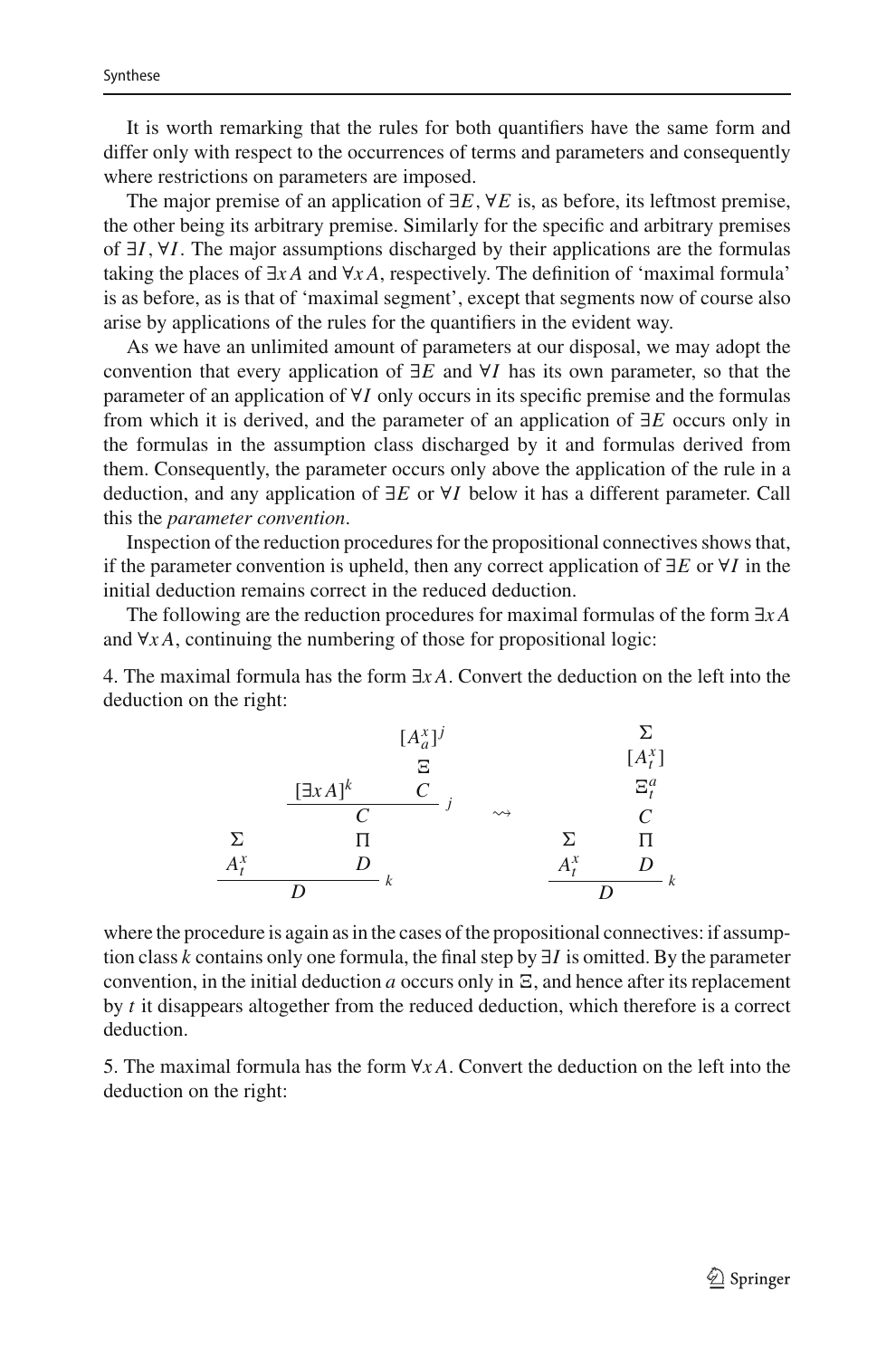It is worth remarking that the rules for both quantifiers have the same form and differ only with respect to the occurrences of terms and parameters and consequently where restrictions on parameters are imposed.

The major premise of an application of $\exists E$, $\forall E$ is, as before, its leftmost premise, the other being its arbitrary premise. Similarly for the specific and arbitrary premises of $\exists I$, $\forall I$. The major assumptions discharged by their applications are the formulas taking the places of $\exists x A$ and $\forall x A$, respectively. The definition of 'maximal formula' is as before, as is that of 'maximal segment', except that segments now of course also arise by applications of the rules for the quantifiers in the evident way.

As we have an unlimited amount of parameters at our disposal, we may adopt the convention that every application of $\exists E$ and $\forall I$ has its own parameter, so that the parameter of an application of $\forall I$ only occurs in its specific premise and the formulas from which it is derived, and the parameter of an application of $\exists E$ occurs only in the formulas in the assumption class discharged by it and formulas derived from them. Consequently, the parameter occurs only above the application of the rule in a deduction, and any application of $\exists E$ or $\forall I$ below it has a different parameter. Call this the *parameter convention*.

Inspection of the reduction procedures for the propositional connectives shows that, if the parameter convention is upheld, then any correct application of $\exists E$ or $\forall I$ in the initial deduction remains correct in the reduced deduction.

The following are the reduction procedures for maximal formulas of the form $\exists x A$ and $\forall x A$, continuing the numbering of those for propositional logic:

4. The maximal formula has the form $\exists x A$. Convert the deduction on the left into the deduction on the right:

$$
\dfrac{\begin{array}{c}\Sigma \\ A^x_t\end{array} \qquad \begin{array}{c}\dfrac{[\exists x A]^k \qquad \begin{array}{c}[A^x_a]^j \\ \Xi \\ C\end{array}}{C}\,j \\ \Pi \\ D\end{array}}{D}\,k
\quad \rightsquigarrow \quad
\dfrac{\begin{array}{c}\Sigma \\ A^x_t\end{array} \qquad \begin{array}{c}\Sigma \\ [A^x_t] \\ \Xi^a_t \\ C \\ \Pi \\ D\end{array}}{D}\,k
$$

where the procedure is again as in the cases of the propositional connectives: if assumption class $k$ contains only one formula, the final step by $\exists I$ is omitted. By the parameter convention, in the initial deduction $a$ occurs only in $\Xi$, and hence after its replacement by $t$ it disappears altogether from the reduced deduction, which therefore is a correct deduction.

5. The maximal formula has the form $\forall x A$. Convert the deduction on the left into the deduction on the right: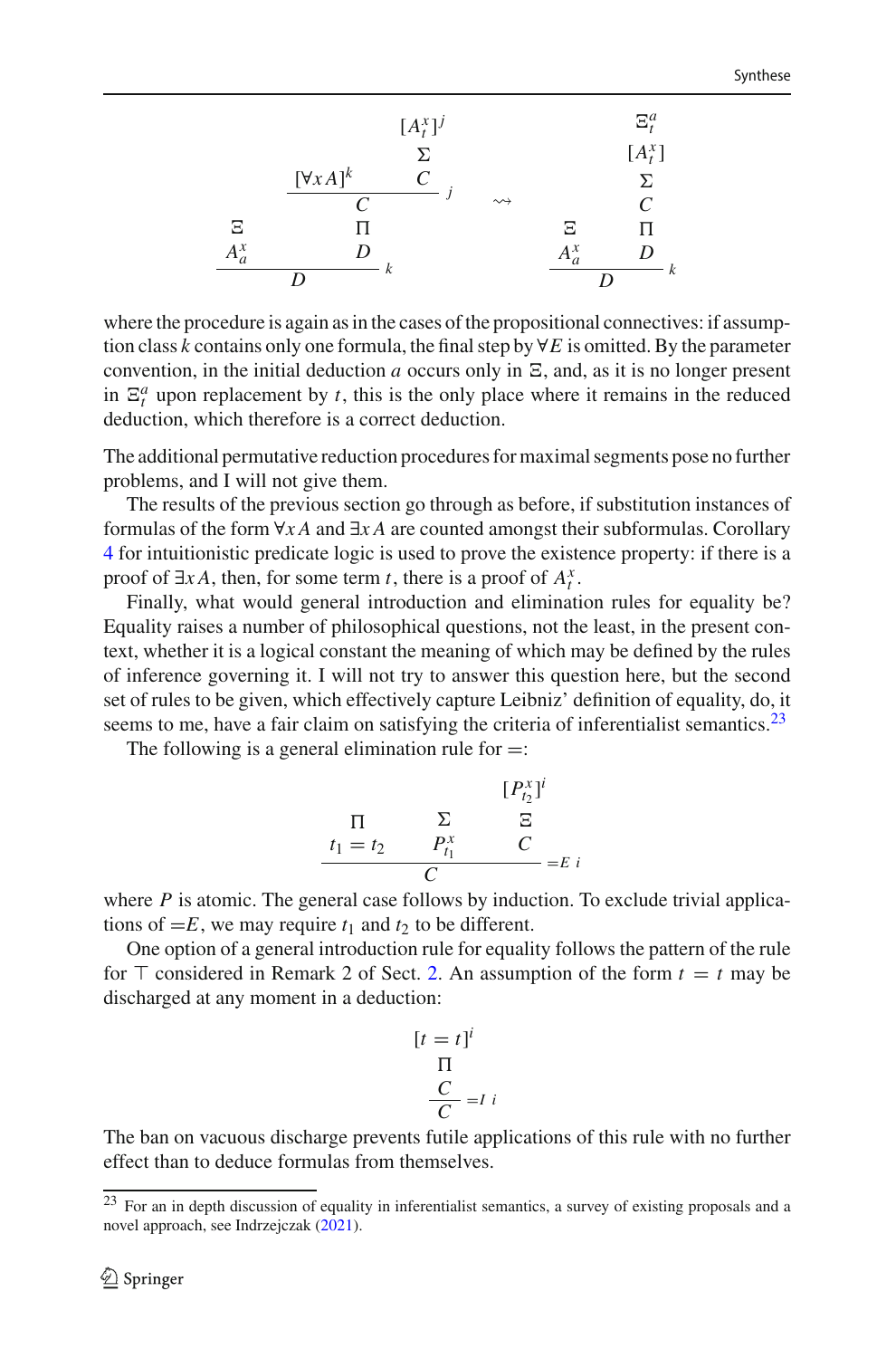$$
\dfrac{\begin{matrix}\Xi \\ A^x_a\end{matrix} \qquad \begin{matrix} \dfrac{[\forall x A]^k \qquad \begin{matrix}[A^x_t]^j \\ \Sigma \\ C\end{matrix}}{C}\,j \\ \Pi \\ D \end{matrix}}{D}\,k
\quad \rightsquigarrow \quad
\dfrac{\begin{matrix}\Xi \\ A^x_a\end{matrix} \qquad \begin{matrix}\Xi^a_t \\ [A^x_t] \\ \Sigma \\ C \\ \Pi \\ D\end{matrix}}{D}\,k
$$

where the procedure is again as in the cases of the propositional connectives: if assumption class $k$ contains only one formula, the final step by $\forall E$ is omitted. By the parameter convention, in the initial deduction $a$ occurs only in $\Xi$, and, as it is no longer present in $\Xi^a_t$ upon replacement by $t$, this is the only place where it remains in the reduced deduction, which therefore is a correct deduction.

The additional permutative reduction procedures for maximal segments pose no further problems, and I will not give them.

The results of the previous section go through as before, if substitution instances of formulas of the form $\forall x A$ and $\exists x A$ are counted amongst their subformulas. Corollary 4 for intuitionistic predicate logic is used to prove the existence property: if there is a proof of $\exists x A$, then, for some term $t$, there is a proof of $A^x_t$.

Finally, what would general introduction and elimination rules for equality be? Equality raises a number of philosophical questions, not the least, in the present context, whether it is a logical constant the meaning of which may be defined by the rules of inference governing it. I will not try to answer this question here, but the second set of rules to be given, which effectively capture Leibniz' definition of equality, do, it seems to me, have a fair claim on satisfying the criteria of inferentialist semantics.[23]

The following is a general elimination rule for $=$:

$$
\dfrac{\begin{matrix}\Pi \\ t_1 = t_2\end{matrix} \qquad \begin{matrix}\Sigma \\ P^x_{t_1}\end{matrix} \qquad \begin{matrix}[P^x_{t_2}]^i \\ \Xi \\ C\end{matrix}}{C} =\!E\ i
$$

where $P$ is atomic. The general case follows by induction. To exclude trivial applications of $=E$, we may require $t_1$ and $t_2$ to be different.

One option of a general introduction rule for equality follows the pattern of the rule for $\top$ considered in Remark 2 of Sect. 2. An assumption of the form $t = t$ may be discharged at any moment in a deduction:

$$
\dfrac{\begin{matrix}[t = t]^i \\ \Pi \\ C\end{matrix}}{C} =\!I\ i
$$

The ban on vacuous discharge prevents futile applications of this rule with no further effect than to deduce formulas from themselves.

[23] For an in depth discussion of equality in inferentialist semantics, a survey of existing proposals and a novel approach, see Indrzejczak (2021).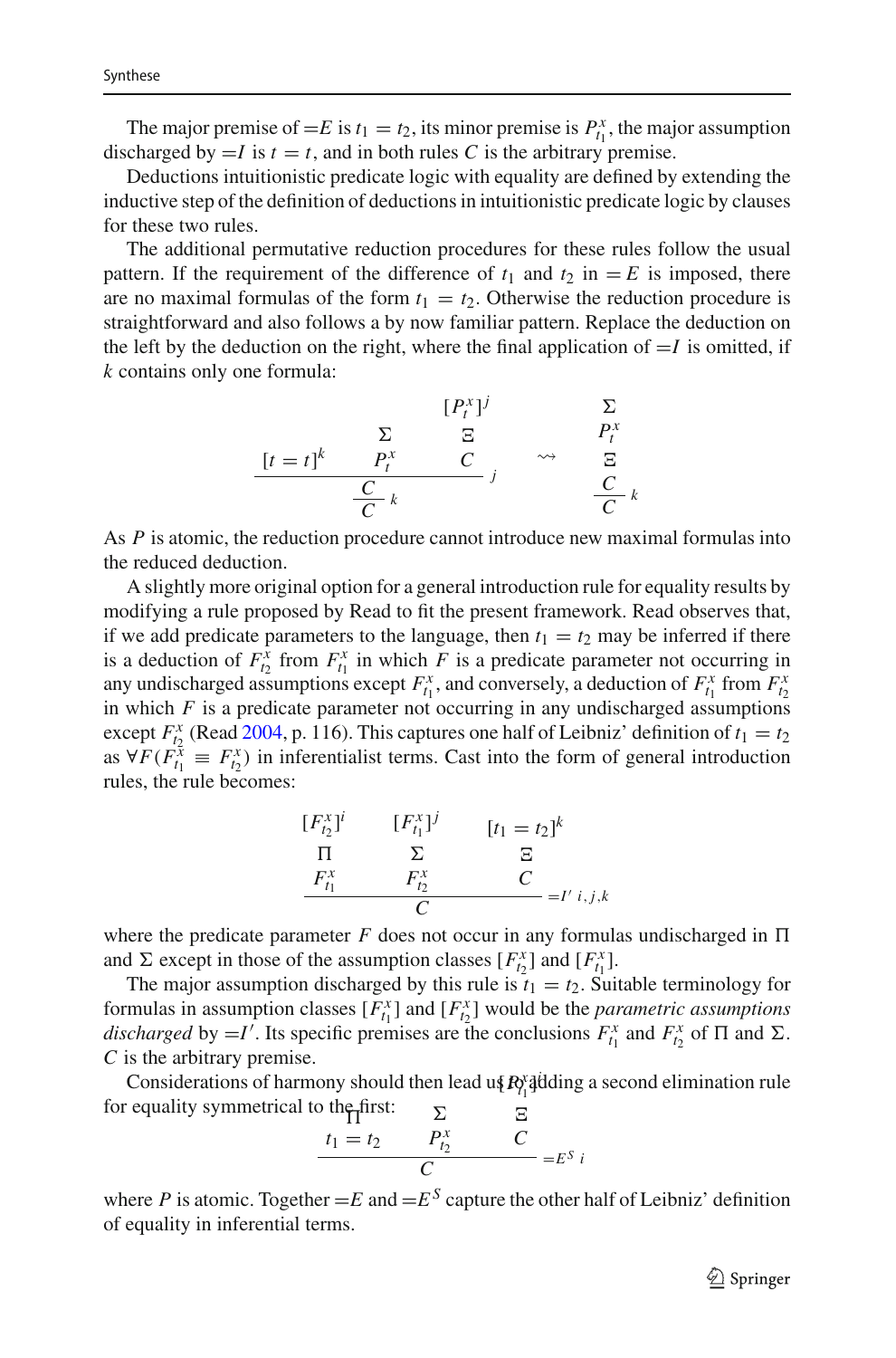The major premise of $=E$ is $t_1 = t_2$, its minor premise is $P^x_{t_1}$, the major assumption discharged by $=I$ is $t = t$, and in both rules $C$ is the arbitrary premise.

Deductions intuitionistic predicate logic with equality are defined by extending the inductive step of the definition of deductions in intuitionistic predicate logic by clauses for these two rules.

The additional permutative reduction procedures for these rules follow the usual pattern. If the requirement of the difference of $t_1$ and $t_2$ in $=E$ is imposed, there are no maximal formulas of the form $t_1 = t_2$. Otherwise the reduction procedure is straightforward and also follows a by now familiar pattern. Replace the deduction on the left by the deduction on the right, where the final application of $=I$ is omitted, if $k$ contains only one formula:

$$
\dfrac{[t=t]^k \qquad \dfrac{\begin{array}{c}\Sigma\\ P^x_t\end{array} \qquad \begin{array}{c}[P^x_t]^j\\ \Xi\\ C\end{array}}{C}\,j}{C}\,k
\quad\rightsquigarrow\quad
\dfrac{\begin{array}{c}\Sigma\\ P^x_t\\ \Xi\\ C\end{array}}{C}\,k
$$

As $P$ is atomic, the reduction procedure cannot introduce new maximal formulas into the reduced deduction.

A slightly more original option for a general introduction rule for equality results by modifying a rule proposed by Read to fit the present framework. Read observes that, if we add predicate parameters to the language, then $t_1 = t_2$ may be inferred if there is a deduction of $F^x_{t_2}$ from $F^x_{t_1}$ in which $F$ is a predicate parameter not occurring in any undischarged assumptions except $F^x_{t_1}$, and conversely, a deduction of $F^x_{t_1}$ from $F^x_{t_2}$ in which $F$ is a predicate parameter not occurring in any undischarged assumptions except $F^x_{t_2}$ (Read 2004, p. 116). This captures one half of Leibniz' definition of $t_1 = t_2$ as $\forall F(F^x_{t_1} \equiv F^x_{t_2})$ in inferentialist terms. Cast into the form of general introduction rules, the rule becomes:

$$
\dfrac{\begin{array}{c}[F^x_{t_2}]^i\\ \Pi\\ F^x_{t_1}\end{array} \qquad \begin{array}{c}[F^x_{t_1}]^j\\ \Sigma\\ F^x_{t_2}\end{array} \qquad \begin{array}{c}[t_1 = t_2]^k\\ \Xi\\ C\end{array}}{C}\,{=}I'\ i,j,k
$$

where the predicate parameter $F$ does not occur in any formulas undischarged in $\Pi$ and $\Sigma$ except in those of the assumption classes $[F^x_{t_2}]$ and $[F^x_{t_1}]$.

The major assumption discharged by this rule is $t_1 = t_2$. Suitable terminology for formulas in assumption classes $[F^x_{t_1}]$ and $[F^x_{t_2}]$ would be the *parametric assumptions discharged* by $=I'$. Its specific premises are the conclusions $F^x_{t_1}$ and $F^x_{t_2}$ of $\Pi$ and $\Sigma$. $C$ is the arbitrary premise.

Considerations of harmony should then lead us to adding a second elimination rule for equality symmetrical to the first:

$$
\dfrac{\begin{array}{c}\Pi\\ t_1 = t_2\end{array} \qquad \begin{array}{c}\Sigma\\ P^x_{t_2}\end{array} \qquad \begin{array}{c}[P^x_{t_1}]^i\\ \Xi\\ C\end{array}}{C}\,{=}E^S\ i
$$

where $P$ is atomic. Together $=E$ and $=E^S$ capture the other half of Leibniz' definition of equality in inferential terms.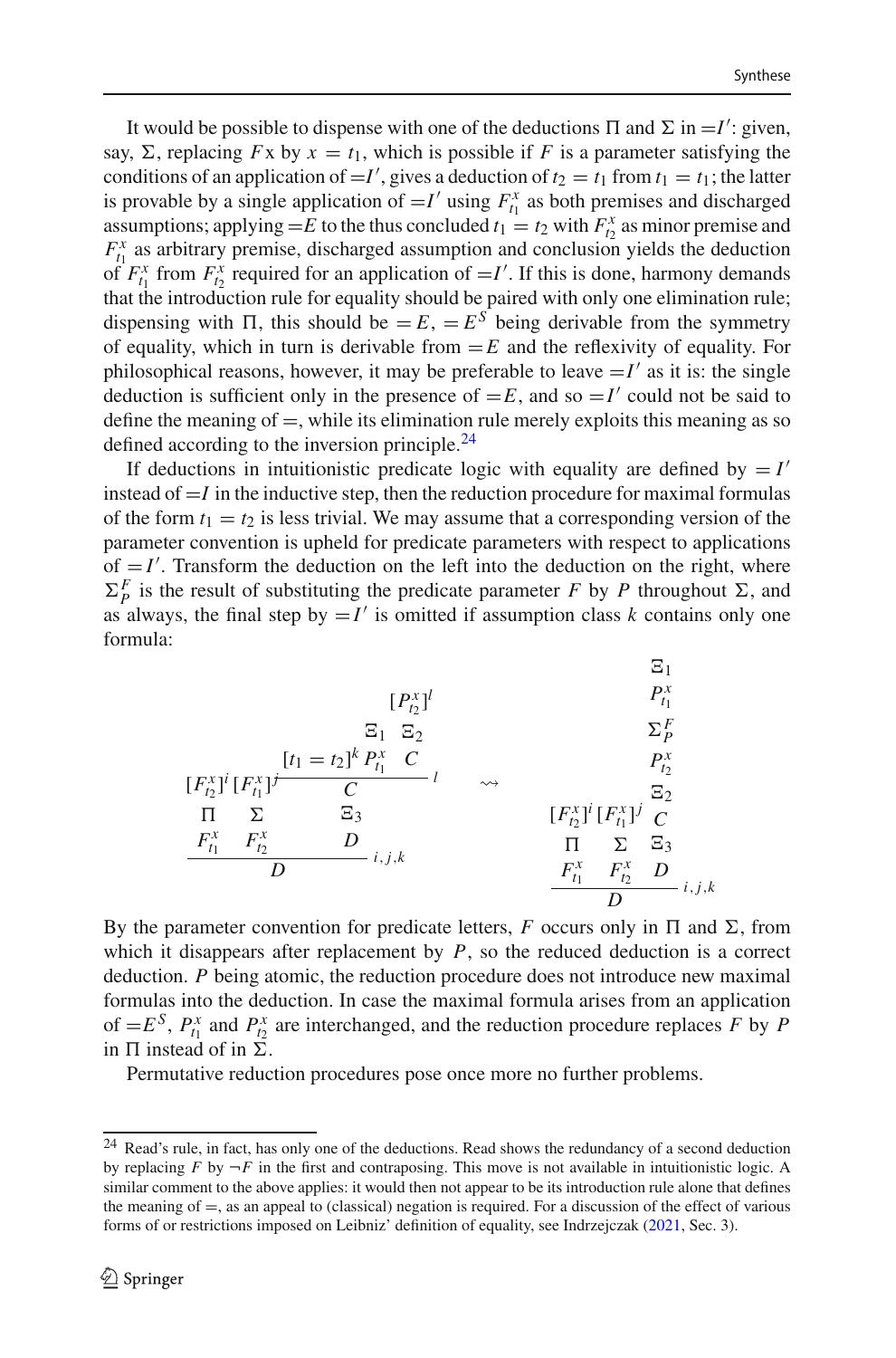It would be possible to dispense with one of the deductions $\Pi$ and $\Sigma$ in $=I'$: given, say, $\Sigma$, replacing $Fx$ by $x = t_1$, which is possible if $F$ is a parameter satisfying the conditions of an application of $=I'$, gives a deduction of $t_2 = t_1$ from $t_1 = t_1$; the latter is provable by a single application of $=I'$ using $F^x_{t_1}$ as both premises and discharged assumptions; applying $=E$ to the thus concluded $t_1 = t_2$ with $F^x_{t_2}$ as minor premise and $F^x_{t_1}$ as arbitrary premise, discharged assumption and conclusion yields the deduction of $F^x_{t_1}$ from $F^x_{t_2}$ required for an application of $=I'$. If this is done, harmony demands that the introduction rule for equality should be paired with only one elimination rule; dispensing with $\Pi$, this should be $=E$, $=E^S$ being derivable from the symmetry of equality, which in turn is derivable from $=E$ and the reflexivity of equality. For philosophical reasons, however, it may be preferable to leave $=I'$ as it is: the single deduction is sufficient only in the presence of $=E$, and so $=I'$ could not be said to define the meaning of $=$, while its elimination rule merely exploits this meaning as so defined according to the inversion principle.[24]

If deductions in intuitionistic predicate logic with equality are defined by $=I'$ instead of $=I$ in the inductive step, then the reduction procedure for maximal formulas of the form $t_1 = t_2$ is less trivial. We may assume that a corresponding version of the parameter convention is upheld for predicate parameters with respect to applications of $=I'$. Transform the deduction on the left into the deduction on the right, where $\Sigma^F_P$ is the result of substituting the predicate parameter $F$ by $P$ throughout $\Sigma$, and as always, the final step by $=I'$ is omitted if assumption class $k$ contains only one formula:

$$
\dfrac{\dfrac{\begin{matrix}[F^x_{t_2}]^i & [F^x_{t_1}]^j \\ \Pi & \Sigma \\ F^x_{t_1} & F^x_{t_2}\end{matrix}}{t_1 = t_2}\qquad \begin{matrix} \\ \\ \end{matrix}}{}
\quad\text{(left)}\quad
\begin{matrix}
 & & & [P^x_{t_2}]^l & \\
 & & & \Xi_1 \quad \Xi_2 & \\
[F^x_{t_2}]^i & [F^x_{t_1}]^j & [t_1 = t_2]^k & P^x_{t_1} \quad C & \\
\hline
\Pi & \Sigma & & C & {}^{l} \\
F^x_{t_1} & F^x_{t_2} & & \Xi_3 & \\
 & & & D & {}^{i,j,k} \\
\hline
 & D & & &
\end{matrix}
\quad \rightsquigarrow \quad
\begin{matrix}
 & & \Xi_1 \\
 & & P^x_{t_1} \\
 & & \Sigma^F_P \\
 & & P^x_{t_2} \\
 & & \Xi_2 \\
[F^x_{t_2}]^i & [F^x_{t_1}]^j & C \\
\Pi & \Sigma & \Xi_3 \\
F^x_{t_1} & F^x_{t_2} & D \\
\hline
 & D & {}^{i,j,k}
\end{matrix}
$$

By the parameter convention for predicate letters, $F$ occurs only in $\Pi$ and $\Sigma$, from which it disappears after replacement by $P$, so the reduced deduction is a correct deduction. $P$ being atomic, the reduction procedure does not introduce new maximal formulas into the deduction. In case the maximal formula arises from an application of $=E^S$, $P^x_{t_1}$ and $P^x_{t_2}$ are interchanged, and the reduction procedure replaces $F$ by $P$ in $\Pi$ instead of in $\Sigma$.

Permutative reduction procedures pose once more no further problems.

---

[24] Read's rule, in fact, has only one of the deductions. Read shows the redundancy of a second deduction by replacing $F$ by $\neg F$ in the first and contraposing. This move is not available in intuitionistic logic. A similar comment to the above applies: it would then not appear to be its introduction rule alone that defines the meaning of $=$, as an appeal to (classical) negation is required. For a discussion of the effect of various forms of or restrictions imposed on Leibniz' definition of equality, see Indrzejczak (2021, Sec. 3).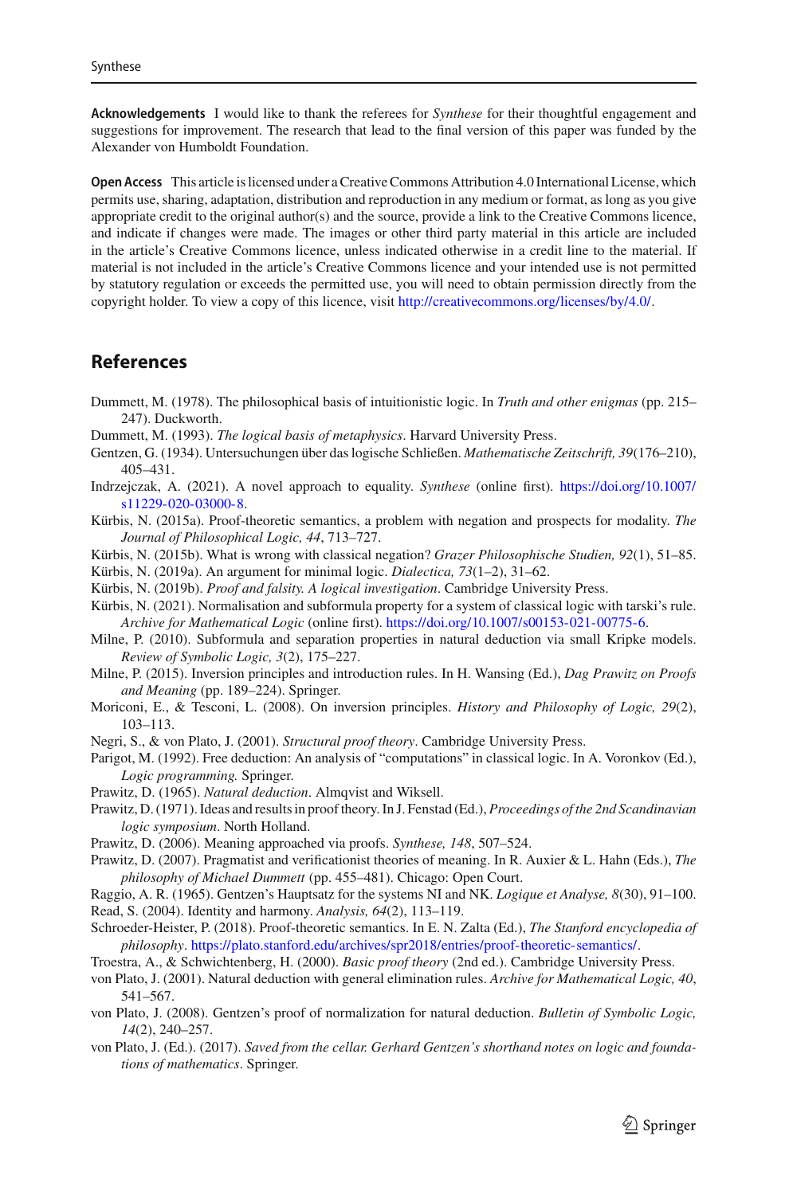**Acknowledgements** I would like to thank the referees for *Synthese* for their thoughtful engagement and suggestions for improvement. The research that lead to the final version of this paper was funded by the Alexander von Humboldt Foundation.

**Open Access** This article is licensed under a Creative Commons Attribution 4.0 International License, which permits use, sharing, adaptation, distribution and reproduction in any medium or format, as long as you give appropriate credit to the original author(s) and the source, provide a link to the Creative Commons licence, and indicate if changes were made. The images or other third party material in this article are included in the article's Creative Commons licence, unless indicated otherwise in a credit line to the material. If material is not included in the article's Creative Commons licence and your intended use is not permitted by statutory regulation or exceeds the permitted use, you will need to obtain permission directly from the copyright holder. To view a copy of this licence, visit http://creativecommons.org/licenses/by/4.0/.

## References

Dummett, M. (1978). The philosophical basis of intuitionistic logic. In *Truth and other enigmas* (pp. 215–247). Duckworth.

Dummett, M. (1993). *The logical basis of metaphysics*. Harvard University Press.

Gentzen, G. (1934). Untersuchungen über das logische Schließen. *Mathematische Zeitschrift, 39*(176–210), 405–431.

Indrzejczak, A. (2021). A novel approach to equality. *Synthese* (online first). https://doi.org/10.1007/s11229-020-03000-8.

Kürbis, N. (2015a). Proof-theoretic semantics, a problem with negation and prospects for modality. *The Journal of Philosophical Logic, 44*, 713–727.

Kürbis, N. (2015b). What is wrong with classical negation? *Grazer Philosophische Studien, 92*(1), 51–85.

Kürbis, N. (2019a). An argument for minimal logic. *Dialectica, 73*(1–2), 31–62.

Kürbis, N. (2019b). *Proof and falsity. A logical investigation*. Cambridge University Press.

Kürbis, N. (2021). Normalisation and subformula property for a system of classical logic with tarski's rule. *Archive for Mathematical Logic* (online first). https://doi.org/10.1007/s00153-021-00775-6.

Milne, P. (2010). Subformula and separation properties in natural deduction via small Kripke models. *Review of Symbolic Logic, 3*(2), 175–227.

Milne, P. (2015). Inversion principles and introduction rules. In H. Wansing (Ed.), *Dag Prawitz on Proofs and Meaning* (pp. 189–224). Springer.

Moriconi, E., & Tesconi, L. (2008). On inversion principles. *History and Philosophy of Logic, 29*(2), 103–113.

Negri, S., & von Plato, J. (2001). *Structural proof theory*. Cambridge University Press.

Parigot, M. (1992). Free deduction: An analysis of "computations" in classical logic. In A. Voronkov (Ed.), *Logic programming.* Springer.

Prawitz, D. (1965). *Natural deduction*. Almqvist and Wiksell.

Prawitz, D. (1971). Ideas and results in proof theory. In J. Fenstad (Ed.), *Proceedings of the 2nd Scandinavian logic symposium*. North Holland.

Prawitz, D. (2006). Meaning approached via proofs. *Synthese, 148*, 507–524.

Prawitz, D. (2007). Pragmatist and verificationist theories of meaning. In R. Auxier & L. Hahn (Eds.), *The philosophy of Michael Dummett* (pp. 455–481). Chicago: Open Court.

Raggio, A. R. (1965). Gentzen's Hauptsatz for the systems NI and NK. *Logique et Analyse, 8*(30), 91–100.

Read, S. (2004). Identity and harmony. *Analysis, 64*(2), 113–119.

Schroeder-Heister, P. (2018). Proof-theoretic semantics. In E. N. Zalta (Ed.), *The Stanford encyclopedia of philosophy*. https://plato.stanford.edu/archives/spr2018/entries/proof-theoretic-semantics/.

Troestra, A., & Schwichtenberg, H. (2000). *Basic proof theory* (2nd ed.). Cambridge University Press.

von Plato, J. (2001). Natural deduction with general elimination rules. *Archive for Mathematical Logic, 40*, 541–567.

von Plato, J. (2008). Gentzen's proof of normalization for natural deduction. *Bulletin of Symbolic Logic, 14*(2), 240–257.

von Plato, J. (Ed.). (2017). *Saved from the cellar. Gerhard Gentzen's shorthand notes on logic and foundations of mathematics*. Springer.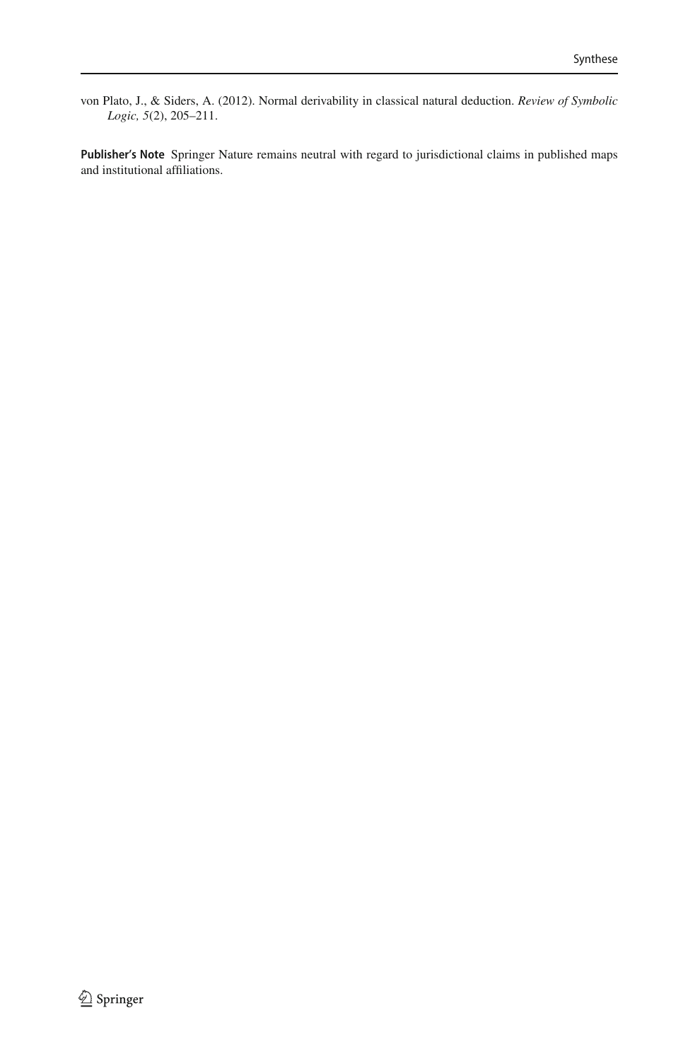von Plato, J., & Siders, A. (2012). Normal derivability in classical natural deduction. *Review of Symbolic Logic, 5*(2), 205–211.

**Publisher's Note** Springer Nature remains neutral with regard to jurisdictional claims in published maps and institutional affiliations.